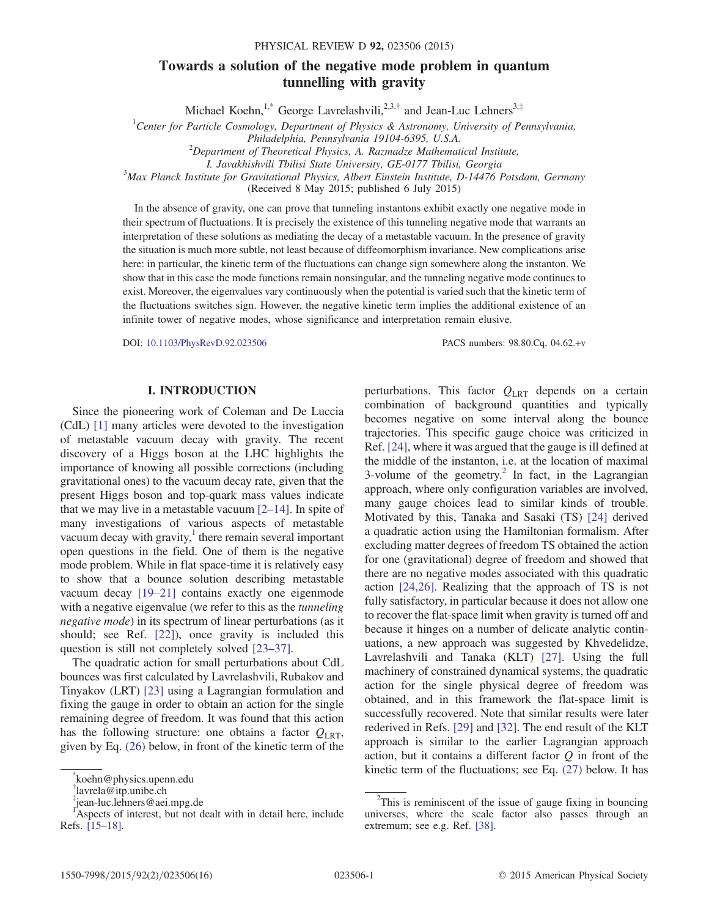# Towards a solution of the negative mode problem in quantum tunnelling with gravity

Michael Koehn,[1,*] George Lavrelashvili,[2,3,†] and Jean-Luc Lehners[3,‡]

[1]Center for Particle Cosmology, Department of Physics & Astronomy, University of Pennsylvania, Philadelphia, Pennsylvania 19104-6395, U.S.A.

[2]Department of Theoretical Physics, A. Razmadze Mathematical Institute, I. Javakhishvili Tbilisi State University, GE-0177 Tbilisi, Georgia

[3]Max Planck Institute for Gravitational Physics, Albert Einstein Institute, D-14476 Potsdam, Germany

(Received 8 May 2015; published 6 July 2015)

In the absence of gravity, one can prove that tunneling instantons exhibit exactly one negative mode in their spectrum of fluctuations. It is precisely the existence of this tunneling negative mode that warrants an interpretation of these solutions as mediating the decay of a metastable vacuum. In the presence of gravity the situation is much more subtle, not least because of diffeomorphism invariance. New complications arise here: in particular, the kinetic term of the fluctuations can change sign somewhere along the instanton. We show that in this case the mode functions remain nonsingular, and the tunneling negative mode continues to exist. Moreover, the eigenvalues vary continuously when the potential is varied such that the kinetic term of the fluctuations switches sign. However, the negative kinetic term implies the additional existence of an infinite tower of negative modes, whose significance and interpretation remain elusive.

DOI: 10.1103/PhysRevD.92.023506 PACS numbers: 98.80.Cq, 04.62.+v

## I. INTRODUCTION

Since the pioneering work of Coleman and De Luccia (CdL) [1] many articles were devoted to the investigation of metastable vacuum decay with gravity. The recent discovery of a Higgs boson at the LHC highlights the importance of knowing all possible corrections (including gravitational ones) to the vacuum decay rate, given that the present Higgs boson and top-quark mass values indicate that we may live in a metastable vacuum [2–14]. In spite of many investigations of various aspects of metastable vacuum decay with gravity,[1] there remain several important open questions in the field. One of them is the negative mode problem. While in flat space-time it is relatively easy to show that a bounce solution describing metastable vacuum decay [19–21] contains exactly one eigenmode with a negative eigenvalue (we refer to this as the *tunneling negative mode*) in its spectrum of linear perturbations (as it should; see Ref. [22]), once gravity is included this question is still not completely solved [23–37].

The quadratic action for small perturbations about CdL bounces was first calculated by Lavrelashvili, Rubakov and Tinyakov (LRT) [23] using a Lagrangian formulation and fixing the gauge in order to obtain an action for the single remaining degree of freedom. It was found that this action has the following structure: one obtains a factor $Q_{\rm LRT}$, given by Eq. (26) below, in front of the kinetic term of the perturbations. This factor $Q_{\rm LRT}$ depends on a certain combination of background quantities and typically becomes negative on some interval along the bounce trajectories. This specific gauge choice was criticized in Ref. [24], where it was argued that the gauge is ill defined at the middle of the instanton, i.e. at the location of maximal 3-volume of the geometry.[2] In fact, in the Lagrangian approach, where only configuration variables are involved, many gauge choices lead to similar kinds of trouble. Motivated by this, Tanaka and Sasaki (TS) [24] derived a quadratic action using the Hamiltonian formalism. After excluding matter degrees of freedom TS obtained the action for one (gravitational) degree of freedom and showed that there are no negative modes associated with this quadratic action [24,26]. Realizing that the approach of TS is not fully satisfactory, in particular because it does not allow one to recover the flat-space limit when gravity is turned off and because it hinges on a number of delicate analytic continuations, a new approach was suggested by Khvedelidze, Lavrelashvili and Tanaka (KLT) [27]. Using the full machinery of constrained dynamical systems, the quadratic action for the single physical degree of freedom was obtained, and in this framework the flat-space limit is successfully recovered. Note that similar results were later rederived in Refs. [29] and [32]. The end result of the KLT approach is similar to the earlier Lagrangian approach action, but it contains a different factor $Q$ in front of the kinetic term of the fluctuations; see Eq. (27) below. It has

---

*koehn@physics.upenn.edu

†lavrela@itp.unibe.ch

‡jean-luc.lehners@aei.mpg.de

[1]Aspects of interest, but not dealt with in detail here, include Refs. [15–18].

[2]This is reminiscent of the issue of gauge fixing in bouncing universes, where the scale factor also passes through an extremum; see e.g. Ref. [38].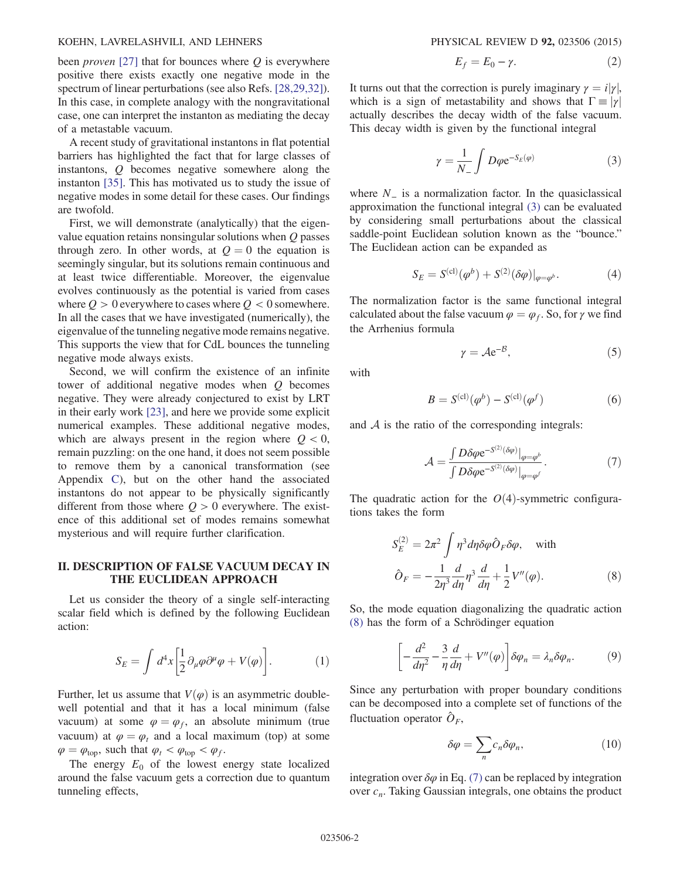been *proven* [27] that for bounces where $Q$ is everywhere positive there exists exactly one negative mode in the spectrum of linear perturbations (see also Refs. [28,29,32]). In this case, in complete analogy with the nongravitational case, one can interpret the instanton as mediating the decay of a metastable vacuum.

A recent study of gravitational instantons in flat potential barriers has highlighted the fact that for large classes of instantons, $Q$ becomes negative somewhere along the instanton [35]. This has motivated us to study the issue of negative modes in some detail for these cases. Our findings are twofold.

First, we will demonstrate (analytically) that the eigenvalue equation retains nonsingular solutions when $Q$ passes through zero. In other words, at $Q = 0$ the equation is seemingly singular, but its solutions remain continuous and at least twice differentiable. Moreover, the eigenvalue evolves continuously as the potential is varied from cases where $Q > 0$ everywhere to cases where $Q < 0$ somewhere. In all the cases that we have investigated (numerically), the eigenvalue of the tunneling negative mode remains negative. This supports the view that for CdL bounces the tunneling negative mode always exists.

Second, we will confirm the existence of an infinite tower of additional negative modes when $Q$ becomes negative. They were already conjectured to exist by LRT in their early work [23], and here we provide some explicit numerical examples. These additional negative modes, which are always present in the region where $Q < 0$, remain puzzling: on the one hand, it does not seem possible to remove them by a canonical transformation (see Appendix C), but on the other hand the associated instantons do not appear to be physically significantly different from those where $Q > 0$ everywhere. The existence of this additional set of modes remains somewhat mysterious and will require further clarification.

## II. DESCRIPTION OF FALSE VACUUM DECAY IN THE EUCLIDEAN APPROACH

Let us consider the theory of a single self-interacting scalar field which is defined by the following Euclidean action:

$$S_E = \int d^4x \left[ \frac{1}{2} \partial_\mu \varphi \partial^\mu \varphi + V(\varphi) \right]. \tag{1}$$

Further, let us assume that $V(\varphi)$ is an asymmetric double-well potential and that it has a local minimum (false vacuum) at some $\varphi = \varphi_f$, an absolute minimum (true vacuum) at $\varphi = \varphi_t$ and a local maximum (top) at some $\varphi = \varphi_{\rm top}$, such that $\varphi_t < \varphi_{\rm top} < \varphi_f$.

The energy $E_0$ of the lowest energy state localized around the false vacuum gets a correction due to quantum tunneling effects,

$$E_f = E_0 - \gamma. \tag{2}$$

It turns out that the correction is purely imaginary $\gamma = i|\gamma|$, which is a sign of metastability and shows that $\Gamma \equiv |\gamma|$ actually describes the decay width of the false vacuum. This decay width is given by the functional integral

$$\gamma = \frac{1}{N_-} \int D\varphi e^{-S_E(\varphi)} \tag{3}$$

where $N_-$ is a normalization factor. In the quasiclassical approximation the functional integral (3) can be evaluated by considering small perturbations about the classical saddle-point Euclidean solution known as the "bounce." The Euclidean action can be expanded as

$$S_E = S^{(\rm cl)}(\varphi^b) + S^{(2)}(\delta\varphi)|_{\varphi=\varphi^b}. \tag{4}$$

The normalization factor is the same functional integral calculated about the false vacuum $\varphi = \varphi_f$. So, for $\gamma$ we find the Arrhenius formula

$$\gamma = \mathcal{A} e^{-\mathcal{B}}, \tag{5}$$

with

$$B = S^{(\rm cl)}(\varphi^b) - S^{(\rm cl)}(\varphi^f) \tag{6}$$

and $\mathcal{A}$ is the ratio of the corresponding integrals:

$$\mathcal{A} = \frac{\int D\delta\varphi e^{-S^{(2)}(\delta\varphi)}|_{\varphi=\varphi^b}}{\int D\delta\varphi e^{-S^{(2)}(\delta\varphi)}|_{\varphi=\varphi^f}}. \tag{7}$$

The quadratic action for the $O(4)$-symmetric configurations takes the form

$$S_E^{(2)} = 2\pi^2 \int \eta^3 d\eta \delta\varphi \hat{O}_F \delta\varphi, \quad \text{with}$$
$$\hat{O}_F = -\frac{1}{2\eta^3} \frac{d}{d\eta} \eta^3 \frac{d}{d\eta} + \frac{1}{2} V''(\varphi). \tag{8}$$

So, the mode equation diagonalizing the quadratic action (8) has the form of a Schrödinger equation

$$\left[ -\frac{d^2}{d\eta^2} - \frac{3}{\eta} \frac{d}{d\eta} + V''(\varphi) \right] \delta\varphi_n = \lambda_n \delta\varphi_n. \tag{9}$$

Since any perturbation with proper boundary conditions can be decomposed into a complete set of functions of the fluctuation operator $\hat{O}_F$,

$$\delta\varphi = \sum_n c_n \delta\varphi_n, \tag{10}$$

integration over $\delta\varphi$ in Eq. (7) can be replaced by integration over $c_n$. Taking Gaussian integrals, one obtains the product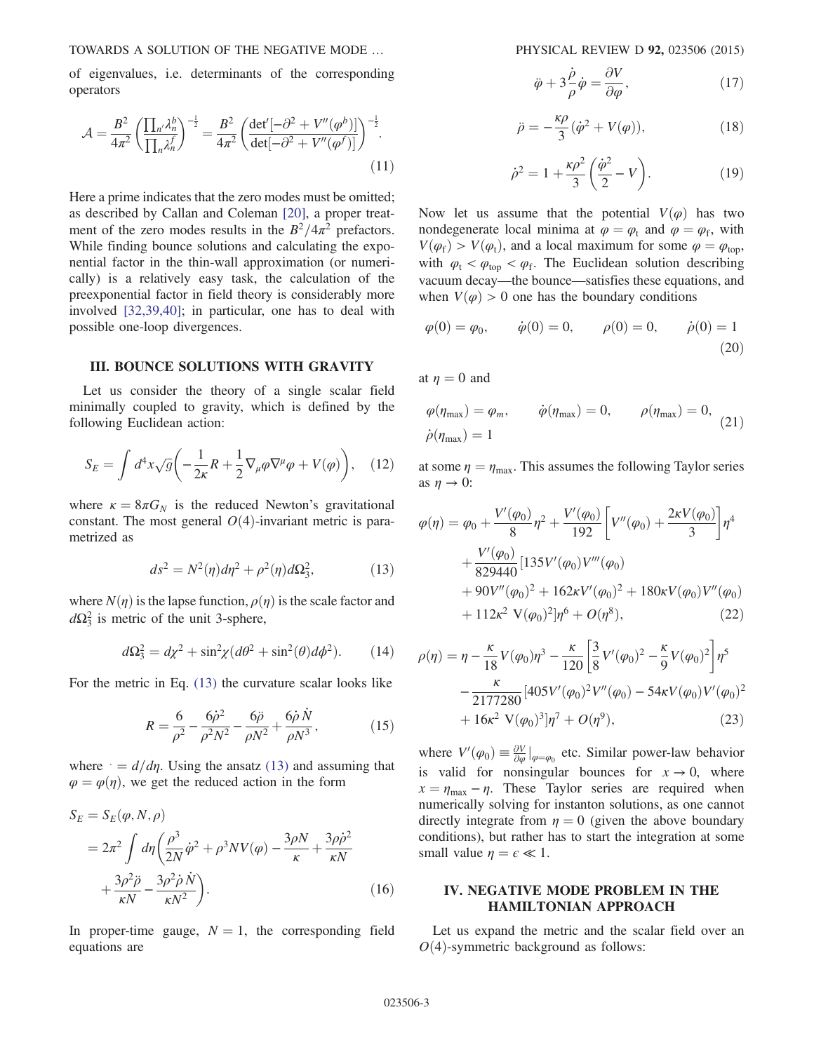of eigenvalues, i.e. determinants of the corresponding operators

$$\mathcal{A} = \frac{B^2}{4\pi^2}\left(\frac{\prod_{n'}\lambda_n^b}{\prod_n \lambda_n^f}\right)^{-\frac{1}{2}} = \frac{B^2}{4\pi^2}\left(\frac{\det'[-\partial^2 + V''(\varphi^b)]}{\det[-\partial^2 + V''(\varphi^f)]}\right)^{-\frac{1}{2}}. \tag{11}$$

Here a prime indicates that the zero modes must be omitted; as described by Callan and Coleman [20], a proper treatment of the zero modes results in the $B^2/4\pi^2$ prefactors. While finding bounce solutions and calculating the exponential factor in the thin-wall approximation (or numerically) is a relatively easy task, the calculation of the preexponential factor in field theory is considerably more involved [32,39,40]; in particular, one has to deal with possible one-loop divergences.

## III. BOUNCE SOLUTIONS WITH GRAVITY

Let us consider the theory of a single scalar field minimally coupled to gravity, which is defined by the following Euclidean action:

$$S_E = \int d^4x\sqrt{g}\left(-\frac{1}{2\kappa}R + \frac{1}{2}\nabla_\mu\varphi\nabla^\mu\varphi + V(\varphi)\right), \tag{12}$$

where $\kappa = 8\pi G_N$ is the reduced Newton's gravitational constant. The most general $O(4)$-invariant metric is parametrized as

$$ds^2 = N^2(\eta)d\eta^2 + \rho^2(\eta)d\Omega_3^2, \tag{13}$$

where $N(\eta)$ is the lapse function, $\rho(\eta)$ is the scale factor and $d\Omega_3^2$ is metric of the unit 3-sphere,

$$d\Omega_3^2 = d\chi^2 + \sin^2\chi(d\theta^2 + \sin^2(\theta)d\phi^2). \tag{14}$$

For the metric in Eq. (13) the curvature scalar looks like

$$R = \frac{6}{\rho^2} - \frac{6\dot{\rho}^2}{\rho^2N^2} - \frac{6\ddot{\rho}}{\rho N^2} + \frac{6\dot{\rho}\dot{N}}{\rho N^3}, \tag{15}$$

where $\dot{} = d/d\eta$. Using the ansatz (13) and assuming that $\varphi = \varphi(\eta)$, we get the reduced action in the form

$$\begin{aligned}S_E &= S_E(\varphi, N, \rho)\\ &= 2\pi^2\int d\eta\left(\frac{\rho^3}{2N}\dot{\varphi}^2 + \rho^3NV(\varphi) - \frac{3\rho N}{\kappa} + \frac{3\rho\dot{\rho}^2}{\kappa N}\right.\\ &\quad\left. + \frac{3\rho^2\ddot{\rho}}{\kappa N} - \frac{3\rho^2\dot{\rho}\dot{N}}{\kappa N^2}\right).\end{aligned} \tag{16}$$

In proper-time gauge, $N = 1$, the corresponding field equations are

$$\ddot{\varphi} + 3\frac{\dot{\rho}}{\rho}\dot{\varphi} = \frac{\partial V}{\partial\varphi}, \tag{17}$$

$$\ddot{\rho} = -\frac{\kappa\rho}{3}(\dot{\varphi}^2 + V(\varphi)), \tag{18}$$

$$\dot{\rho}^2 = 1 + \frac{\kappa\rho^2}{3}\left(\frac{\dot{\varphi}^2}{2} - V\right). \tag{19}$$

Now let us assume that the potential $V(\varphi)$ has two nondegenerate local minima at $\varphi = \varphi_t$ and $\varphi = \varphi_f$, with $V(\varphi_f) > V(\varphi_t)$, and a local maximum for some $\varphi = \varphi_{top}$, with $\varphi_t < \varphi_{top} < \varphi_f$. The Euclidean solution describing vacuum decay—the bounce—satisfies these equations, and when $V(\varphi) > 0$ one has the boundary conditions

$$\varphi(0) = \varphi_0, \qquad \dot{\varphi}(0) = 0, \qquad \rho(0) = 0, \qquad \dot{\rho}(0) = 1 \tag{20}$$

at $\eta = 0$ and

$$\varphi(\eta_{max}) = \varphi_m, \qquad \dot{\varphi}(\eta_{max}) = 0, \qquad \rho(\eta_{max}) = 0, \qquad \dot{\rho}(\eta_{max}) = 1 \tag{21}$$

at some $\eta = \eta_{max}$. This assumes the following Taylor series as $\eta \to 0$:

$$\begin{aligned}\varphi(\eta) &= \varphi_0 + \frac{V'(\varphi_0)}{8}\eta^2 + \frac{V'(\varphi_0)}{192}\left[V''(\varphi_0) + \frac{2\kappa V(\varphi_0)}{3}\right]\eta^4\\ &\quad + \frac{V'(\varphi_0)}{829440}[135V'(\varphi_0)V'''(\varphi_0)\\ &\quad + 90V''(\varphi_0)^2 + 162\kappa V'(\varphi_0)^2 + 180\kappa V(\varphi_0)V''(\varphi_0)\\ &\quad + 112\kappa^2\,V(\varphi_0)^2]\eta^6 + O(\eta^8),\end{aligned} \tag{22}$$

$$\begin{aligned}\rho(\eta) &= \eta - \frac{\kappa}{18}V(\varphi_0)\eta^3 - \frac{\kappa}{120}\left[\frac{3}{8}V'(\varphi_0)^2 - \frac{\kappa}{9}V(\varphi_0)^2\right]\eta^5\\ &\quad - \frac{\kappa}{2177280}[405V'(\varphi_0)^2V''(\varphi_0) - 54\kappa V(\varphi_0)V'(\varphi_0)^2\\ &\quad + 16\kappa^2\,V(\varphi_0)^3]\eta^7 + O(\eta^9),\end{aligned} \tag{23}$$

where $V'(\varphi_0) \equiv \frac{\partial V}{\partial\varphi}|_{\varphi=\varphi_0}$ etc. Similar power-law behavior is valid for nonsingular bounces for $x \to 0$, where $x = \eta_{max} - \eta$. These Taylor series are required when numerically solving for instanton solutions, as one cannot directly integrate from $\eta = 0$ (given the above boundary conditions), but rather has to start the integration at some small value $\eta = \epsilon \ll 1$.

## IV. NEGATIVE MODE PROBLEM IN THE HAMILTONIAN APPROACH

Let us expand the metric and the scalar field over an $O(4)$-symmetric background as follows: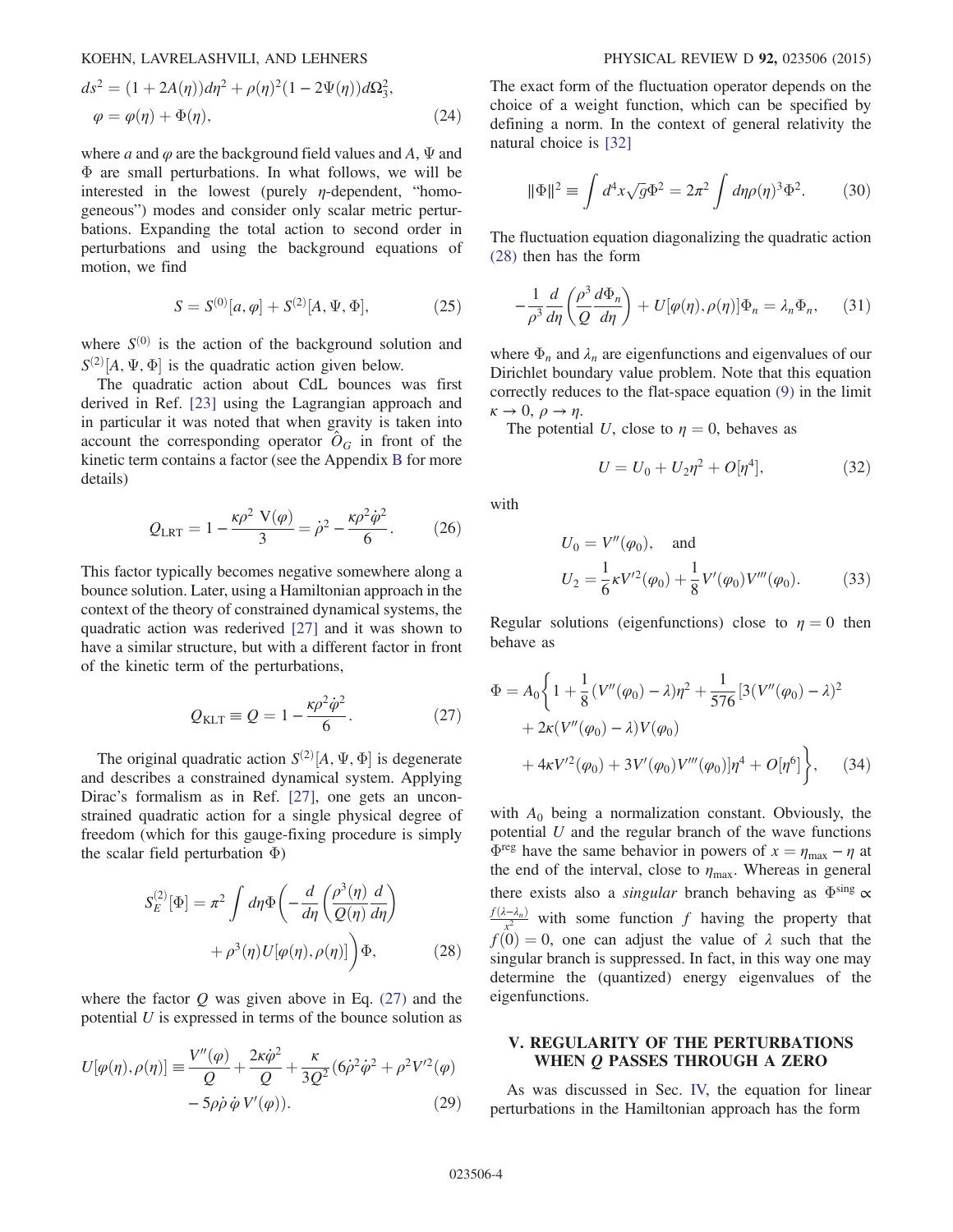$$ds^2 = (1 + 2A(\eta))d\eta^2 + \rho(\eta)^2(1 - 2\Psi(\eta))d\Omega_3^2,$$
$$\varphi = \varphi(\eta) + \Phi(\eta), \tag{24}$$

where $a$ and $\varphi$ are the background field values and $A$, $\Psi$ and $\Phi$ are small perturbations. In what follows, we will be interested in the lowest (purely $\eta$-dependent, "homogeneous") modes and consider only scalar metric perturbations. Expanding the total action to second order in perturbations and using the background equations of motion, we find

$$S = S^{(0)}[a, \varphi] + S^{(2)}[A, \Psi, \Phi], \tag{25}$$

where $S^{(0)}$ is the action of the background solution and $S^{(2)}[A, \Psi, \Phi]$ is the quadratic action given below.

The quadratic action about CdL bounces was first derived in Ref. [23] using the Lagrangian approach and in particular it was noted that when gravity is taken into account the corresponding operator $\hat{O}_G$ in front of the kinetic term contains a factor (see the Appendix B for more details)

$$Q_{\rm LRT} = 1 - \frac{\kappa\rho^2\, \mathrm{V}(\varphi)}{3} = \dot{\rho}^2 - \frac{\kappa\rho^2\dot{\varphi}^2}{6}. \tag{26}$$

This factor typically becomes negative somewhere along a bounce solution. Later, using a Hamiltonian approach in the context of the theory of constrained dynamical systems, the quadratic action was rederived [27] and it was shown to have a similar structure, but with a different factor in front of the kinetic term of the perturbations,

$$Q_{\rm KLT} \equiv Q = 1 - \frac{\kappa\rho^2\dot{\varphi}^2}{6}. \tag{27}$$

The original quadratic action $S^{(2)}[A, \Psi, \Phi]$ is degenerate and describes a constrained dynamical system. Applying Dirac's formalism as in Ref. [27], one gets an unconstrained quadratic action for a single physical degree of freedom (which for this gauge-fixing procedure is simply the scalar field perturbation $\Phi$)

$$S_E^{(2)}[\Phi] = \pi^2 \int d\eta \Phi\left(-\frac{d}{d\eta}\left(\frac{\rho^3(\eta)}{Q(\eta)}\frac{d}{d\eta}\right) + \rho^3(\eta)U[\varphi(\eta), \rho(\eta)]\right)\Phi, \tag{28}$$

where the factor $Q$ was given above in Eq. (27) and the potential $U$ is expressed in terms of the bounce solution as

$$U[\varphi(\eta), \rho(\eta)] \equiv \frac{V''(\varphi)}{Q} + \frac{2\kappa\dot{\varphi}^2}{Q} + \frac{\kappa}{3Q^2}(6\dot{\rho}^2\dot{\varphi}^2 + \rho^2 V'^2(\varphi) - 5\rho\dot{\rho}\,\dot{\varphi}\, V'(\varphi)). \tag{29}$$

The exact form of the fluctuation operator depends on the choice of a weight function, which can be specified by defining a norm. In the context of general relativity the natural choice is [32]

$$\|\Phi\|^2 \equiv \int d^4x\sqrt{g}\Phi^2 = 2\pi^2 \int d\eta\rho(\eta)^3\Phi^2. \tag{30}$$

The fluctuation equation diagonalizing the quadratic action (28) then has the form

$$-\frac{1}{\rho^3}\frac{d}{d\eta}\left(\frac{\rho^3}{Q}\frac{d\Phi_n}{d\eta}\right) + U[\varphi(\eta), \rho(\eta)]\Phi_n = \lambda_n\Phi_n, \tag{31}$$

where $\Phi_n$ and $\lambda_n$ are eigenfunctions and eigenvalues of our Dirichlet boundary value problem. Note that this equation correctly reduces to the flat-space equation (9) in the limit $\kappa \to 0$, $\rho \to \eta$.

The potential $U$, close to $\eta = 0$, behaves as

$$U = U_0 + U_2\eta^2 + O[\eta^4], \tag{32}$$

with

$$U_0 = V''(\varphi_0), \quad \text{and}$$
$$U_2 = \frac{1}{6}\kappa V'^2(\varphi_0) + \frac{1}{8}V'(\varphi_0)V'''(\varphi_0). \tag{33}$$

Regular solutions (eigenfunctions) close to $\eta = 0$ then behave as

$$\Phi = A_0\bigg\{1 + \frac{1}{8}(V''(\varphi_0) - \lambda)\eta^2 + \frac{1}{576}[3(V''(\varphi_0) - \lambda)^2 + 2\kappa(V''(\varphi_0) - \lambda)V(\varphi_0) + 4\kappa V'^2(\varphi_0) + 3V'(\varphi_0)V'''(\varphi_0)]\eta^4 + O[\eta^6]\bigg\}, \tag{34}$$

with $A_0$ being a normalization constant. Obviously, the potential $U$ and the regular branch of the wave functions $\Phi^{\rm reg}$ have the same behavior in powers of $x = \eta_{\rm max} - \eta$ at the end of the interval, close to $\eta_{\rm max}$. Whereas in general there exists also a *singular* branch behaving as $\Phi^{\rm sing} \propto \frac{f(\lambda - \lambda_n)}{x^2}$ with some function $f$ having the property that $f(0) = 0$, one can adjust the value of $\lambda$ such that the singular branch is suppressed. In fact, in this way one may determine the (quantized) energy eigenvalues of the eigenfunctions.

## V. REGULARITY OF THE PERTURBATIONS WHEN $Q$ PASSES THROUGH A ZERO

As was discussed in Sec. IV, the equation for linear perturbations in the Hamiltonian approach has the form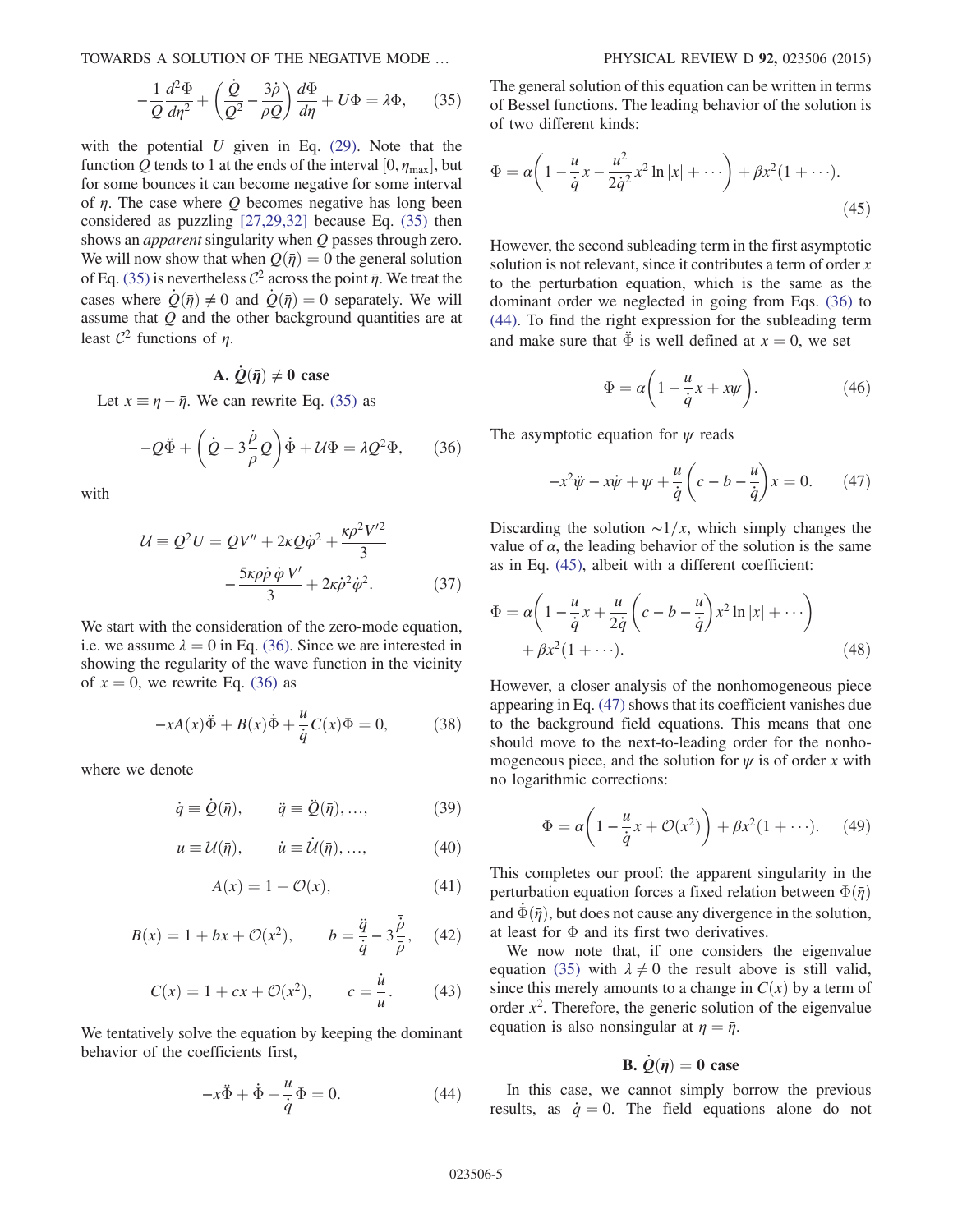$$-\frac{1}{Q}\frac{d^2\Phi}{d\eta^2} + \left(\frac{\dot{Q}}{Q^2} - \frac{3\dot{\rho}}{\rho Q}\right)\frac{d\Phi}{d\eta} + U\Phi = \lambda\Phi, \tag{35}$$

with the potential $U$ given in Eq. (29). Note that the function $Q$ tends to 1 at the ends of the interval $[0, \eta_{\max}]$, but for some bounces it can become negative for some interval of $\eta$. The case where $Q$ becomes negative has long been considered as puzzling [27,29,32] because Eq. (35) then shows an *apparent* singularity when $Q$ passes through zero. We will now show that when $Q(\bar{\eta}) = 0$ the general solution of Eq. (35) is nevertheless $\mathcal{C}^2$ across the point $\bar{\eta}$. We treat the cases where $\dot{Q}(\bar{\eta}) \neq 0$ and $\dot{Q}(\bar{\eta}) = 0$ separately. We will assume that $Q$ and the other background quantities are at least $\mathcal{C}^2$ functions of $\eta$.

### A. $\dot{Q}(\bar{\eta}) \neq 0$ case

Let $x \equiv \eta - \bar{\eta}$. We can rewrite Eq. (35) as

$$-Q\ddot{\Phi} + \left(\dot{Q} - 3\frac{\dot{\rho}}{\rho}Q\right)\dot{\Phi} + \mathcal{U}\Phi = \lambda Q^2\Phi, \tag{36}$$

with

$$\mathcal{U} \equiv Q^2 U = QV'' + 2\kappa Q\dot{\varphi}^2 + \frac{\kappa\rho^2 V'^2}{3} - \frac{5\kappa\rho\dot{\rho}\,\dot{\varphi}\,V'}{3} + 2\kappa\dot{\rho}^2\dot{\varphi}^2. \tag{37}$$

We start with the consideration of the zero-mode equation, i.e. we assume $\lambda = 0$ in Eq. (36). Since we are interested in showing the regularity of the wave function in the vicinity of $x = 0$, we rewrite Eq. (36) as

$$-xA(x)\ddot{\Phi} + B(x)\dot{\Phi} + \frac{u}{\dot{q}}C(x)\Phi = 0, \tag{38}$$

where we denote

$$\dot{q} \equiv \dot{Q}(\bar{\eta}), \qquad \ddot{q} \equiv \ddot{Q}(\bar{\eta}), \ldots, \tag{39}$$

$$u \equiv \mathcal{U}(\bar{\eta}), \qquad \dot{u} \equiv \dot{\mathcal{U}}(\bar{\eta}), \ldots, \tag{40}$$

$$A(x) = 1 + \mathcal{O}(x), \tag{41}$$

$$B(x) = 1 + bx + \mathcal{O}(x^2), \qquad b = \frac{\ddot{q}}{\dot{q}} - 3\frac{\dot{\bar{\rho}}}{\bar{\rho}}, \tag{42}$$

$$C(x) = 1 + cx + \mathcal{O}(x^2), \qquad c = \frac{\dot{u}}{u}. \tag{43}$$

We tentatively solve the equation by keeping the dominant behavior of the coefficients first,

$$-x\ddot{\Phi} + \dot{\Phi} + \frac{u}{\dot{q}}\Phi = 0. \tag{44}$$

The general solution of this equation can be written in terms of Bessel functions. The leading behavior of the solution is of two different kinds:

$$\Phi = \alpha\left(1 - \frac{u}{\dot{q}}x - \frac{u^2}{2\dot{q}^2}x^2\ln|x| + \cdots\right) + \beta x^2(1 + \cdots). \tag{45}$$

However, the second subleading term in the first asymptotic solution is not relevant, since it contributes a term of order $x$ to the perturbation equation, which is the same as the dominant order we neglected in going from Eqs. (36) to (44). To find the right expression for the subleading term and make sure that $\ddot{\Phi}$ is well defined at $x = 0$, we set

$$\Phi = \alpha\left(1 - \frac{u}{\dot{q}}x + x\psi\right). \tag{46}$$

The asymptotic equation for $\psi$ reads

$$-x^2\ddot{\psi} - x\dot{\psi} + \psi + \frac{u}{\dot{q}}\left(c - b - \frac{u}{\dot{q}}\right)x = 0. \tag{47}$$

Discarding the solution $\sim 1/x$, which simply changes the value of $\alpha$, the leading behavior of the solution is the same as in Eq. (45), albeit with a different coefficient:

$$\Phi = \alpha\left(1 - \frac{u}{\dot{q}}x + \frac{u}{2\dot{q}}\left(c - b - \frac{u}{\dot{q}}\right)x^2\ln|x| + \cdots\right) + \beta x^2(1 + \cdots). \tag{48}$$

However, a closer analysis of the nonhomogeneous piece appearing in Eq. (47) shows that its coefficient vanishes due to the background field equations. This means that one should move to the next-to-leading order for the nonhomogeneous piece, and the solution for $\psi$ is of order $x$ with no logarithmic corrections:

$$\Phi = \alpha\left(1 - \frac{u}{\dot{q}}x + \mathcal{O}(x^2)\right) + \beta x^2(1 + \cdots). \tag{49}$$

This completes our proof: the apparent singularity in the perturbation equation forces a fixed relation between $\Phi(\bar{\eta})$ and $\dot{\Phi}(\bar{\eta})$, but does not cause any divergence in the solution, at least for $\Phi$ and its first two derivatives.

We now note that, if one considers the eigenvalue equation (35) with $\lambda \neq 0$ the result above is still valid, since this merely amounts to a change in $C(x)$ by a term of order $x^2$. Therefore, the generic solution of the eigenvalue equation is also nonsingular at $\eta = \bar{\eta}$.

### B. $\dot{Q}(\bar{\eta}) = 0$ case

In this case, we cannot simply borrow the previous results, as $\dot{q} = 0$. The field equations alone do not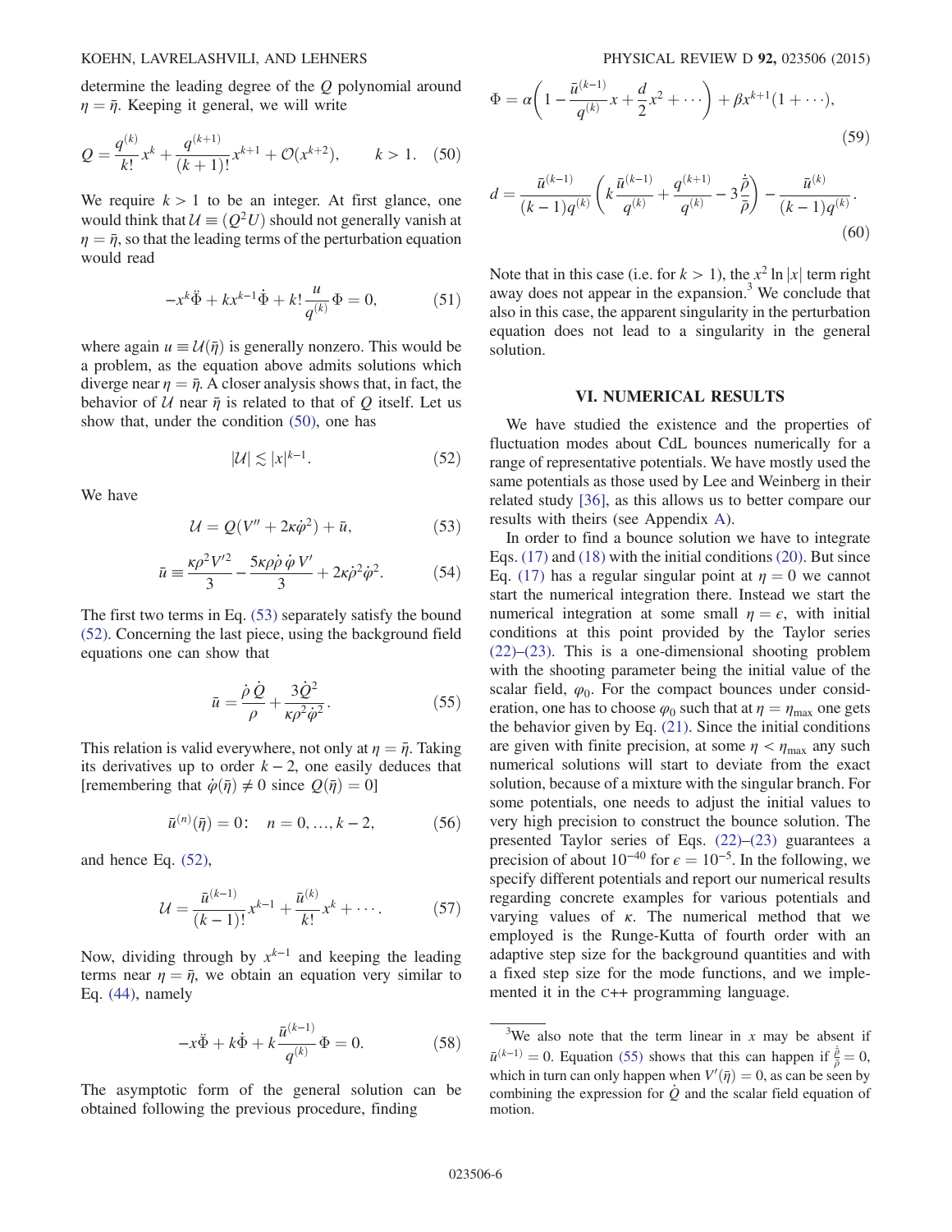determine the leading degree of the $Q$ polynomial around $\eta = \bar{\eta}$. Keeping it general, we will write

$$Q = \frac{q^{(k)}}{k!} x^k + \frac{q^{(k+1)}}{(k+1)!} x^{k+1} + \mathcal{O}(x^{k+2}), \qquad k > 1. \quad (50)$$

We require $k > 1$ to be an integer. At first glance, one would think that $\mathcal{U} \equiv (Q^2 U)$ should not generally vanish at $\eta = \bar{\eta}$, so that the leading terms of the perturbation equation would read

$$-x^k \ddot{\Phi} + k x^{k-1} \dot{\Phi} + k! \frac{u}{q^{(k)}} \Phi = 0, \quad (51)$$

where again $u \equiv \mathcal{U}(\bar{\eta})$ is generally nonzero. This would be a problem, as the equation above admits solutions which diverge near $\eta = \bar{\eta}$. A closer analysis shows that, in fact, the behavior of $\mathcal{U}$ near $\bar{\eta}$ is related to that of $Q$ itself. Let us show that, under the condition (50), one has

$$|\mathcal{U}| \lesssim |x|^{k-1}. \quad (52)$$

We have

$$\mathcal{U} = Q(V'' + 2\kappa \dot{\varphi}^2) + \bar{u}, \quad (53)$$

$$\bar{u} \equiv \frac{\kappa \rho^2 V'^2}{3} - \frac{5\kappa \rho \dot{\rho} \dot{\varphi} V'}{3} + 2\kappa \dot{\rho}^2 \dot{\varphi}^2. \quad (54)$$

The first two terms in Eq. (53) separately satisfy the bound (52). Concerning the last piece, using the background field equations one can show that

$$\bar{u} = \frac{\dot{\rho} \dot{Q}}{\rho} + \frac{3\dot{Q}^2}{\kappa \rho^2 \dot{\varphi}^2}. \quad (55)$$

This relation is valid everywhere, not only at $\eta = \bar{\eta}$. Taking its derivatives up to order $k-2$, one easily deduces that [remembering that $\dot{\varphi}(\bar{\eta}) \neq 0$ since $Q(\bar{\eta}) = 0$]

$$\bar{u}^{(n)}(\bar{\eta}) = 0: \quad n = 0, \ldots, k-2, \quad (56)$$

and hence Eq. (52),

$$\mathcal{U} = \frac{\bar{u}^{(k-1)}}{(k-1)!} x^{k-1} + \frac{\bar{u}^{(k)}}{k!} x^k + \cdots. \quad (57)$$

Now, dividing through by $x^{k-1}$ and keeping the leading terms near $\eta = \bar{\eta}$, we obtain an equation very similar to Eq. (44), namely

$$-x \ddot{\Phi} + k \dot{\Phi} + k \frac{\bar{u}^{(k-1)}}{q^{(k)}} \Phi = 0. \quad (58)$$

The asymptotic form of the general solution can be obtained following the previous procedure, finding

$$\Phi = \alpha \left( 1 - \frac{\bar{u}^{(k-1)}}{q^{(k)}} x + \frac{d}{2} x^2 + \cdots \right) + \beta x^{k+1} (1 + \cdots), \quad (59)$$

$$d = \frac{\bar{u}^{(k-1)}}{(k-1) q^{(k)}} \left( k \frac{\bar{u}^{(k-1)}}{q^{(k)}} + \frac{q^{(k+1)}}{q^{(k)}} - 3 \frac{\dot{\bar{\rho}}}{\bar{\rho}} \right) - \frac{\bar{u}^{(k)}}{(k-1) q^{(k)}}. \quad (60)$$

Note that in this case (i.e. for $k > 1$), the $x^2 \ln|x|$ term right away does not appear in the expansion.[3] We conclude that also in this case, the apparent singularity in the perturbation equation does not lead to a singularity in the general solution.

## VI. NUMERICAL RESULTS

We have studied the existence and the properties of fluctuation modes about CdL bounces numerically for a range of representative potentials. We have mostly used the same potentials as those used by Lee and Weinberg in their related study [36], as this allows us to better compare our results with theirs (see Appendix A).

In order to find a bounce solution we have to integrate Eqs. (17) and (18) with the initial conditions (20). But since Eq. (17) has a regular singular point at $\eta = 0$ we cannot start the numerical integration there. Instead we start the numerical integration at some small $\eta = \epsilon$, with initial conditions at this point provided by the Taylor series (22)–(23). This is a one-dimensional shooting problem with the shooting parameter being the initial value of the scalar field, $\varphi_0$. For the compact bounces under consideration, one has to choose $\varphi_0$ such that at $\eta = \eta_{\max}$ one gets the behavior given by Eq. (21). Since the initial conditions are given with finite precision, at some $\eta < \eta_{\max}$ any such numerical solutions will start to deviate from the exact solution, because of a mixture with the singular branch. For some potentials, one needs to adjust the initial values to very high precision to construct the bounce solution. The presented Taylor series of Eqs. (22)–(23) guarantees a precision of about $10^{-40}$ for $\epsilon = 10^{-5}$. In the following, we specify different potentials and report our numerical results regarding concrete examples for various potentials and varying values of $\kappa$. The numerical method that we employed is the Runge-Kutta of fourth order with an adaptive step size for the background quantities and with a fixed step size for the mode functions, and we implemented it in the C++ programming language.

[3] We also note that the term linear in $x$ may be absent if $\bar{u}^{(k-1)} = 0$. Equation (55) shows that this can happen if $\frac{\dot{\bar{\rho}}}{\bar{\rho}} = 0$, which in turn can only happen when $V'(\bar{\eta}) = 0$, as can be seen by combining the expression for $\dot{Q}$ and the scalar field equation of motion.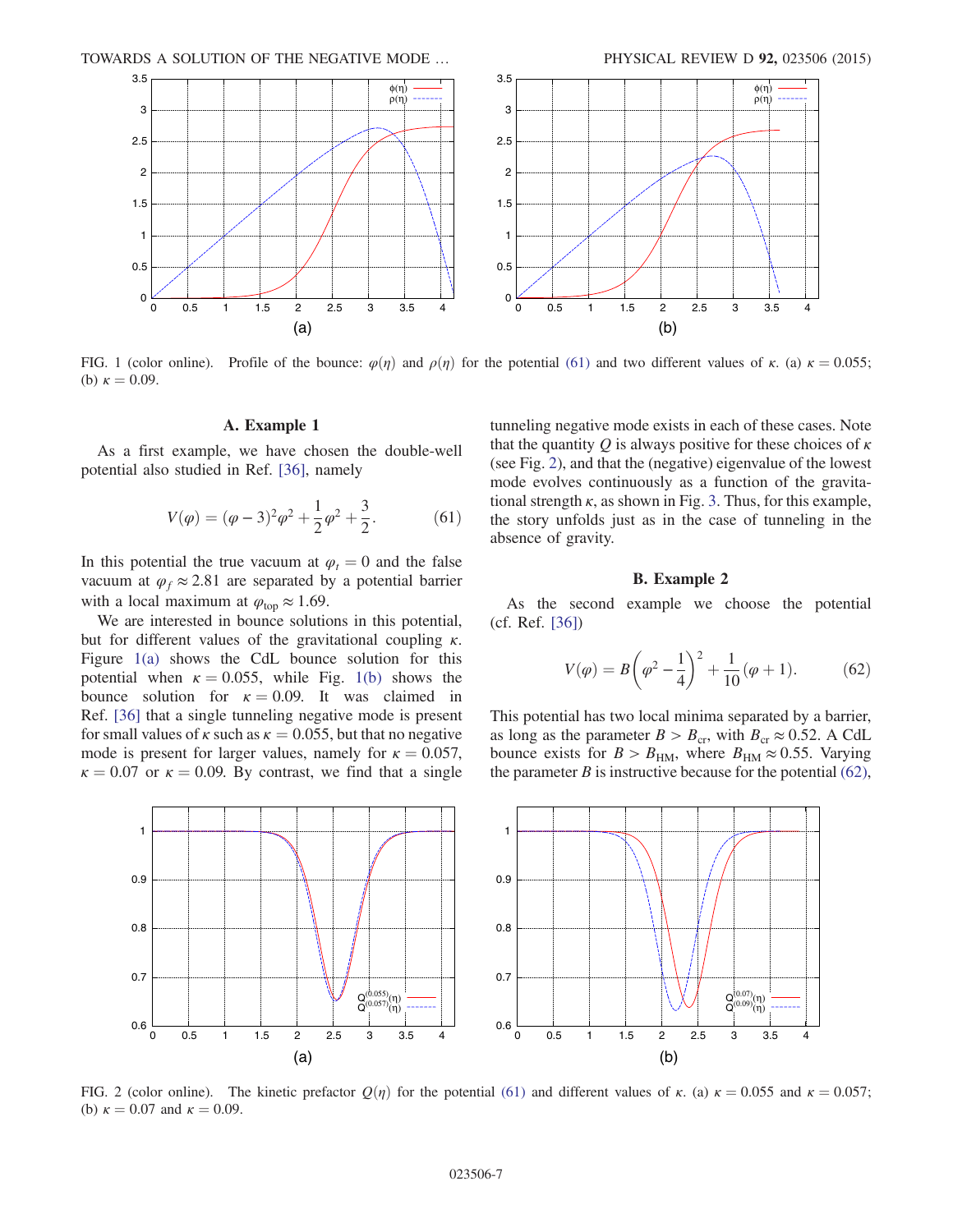FIG. 1 (color online). Profile of the bounce: $\varphi(\eta)$ and $\rho(\eta)$ for the potential (61) and two different values of $\kappa$. (a) $\kappa = 0.055$; (b) $\kappa = 0.09$.

### A. Example 1

As a first example, we have chosen the double-well potential also studied in Ref. [36], namely

$$V(\varphi) = (\varphi - 3)^2\varphi^2 + \frac{1}{2}\varphi^2 + \frac{3}{2}. \tag{61}$$

In this potential the true vacuum at $\varphi_t = 0$ and the false vacuum at $\varphi_f \approx 2.81$ are separated by a potential barrier with a local maximum at $\varphi_{\text{top}} \approx 1.69$.

We are interested in bounce solutions in this potential, but for different values of the gravitational coupling $\kappa$. Figure 1(a) shows the CdL bounce solution for this potential when $\kappa = 0.055$, while Fig. 1(b) shows the bounce solution for $\kappa = 0.09$. It was claimed in Ref. [36] that a single tunneling negative mode is present for small values of $\kappa$ such as $\kappa = 0.055$, but that no negative mode is present for larger values, namely for $\kappa = 0.057$, $\kappa = 0.07$ or $\kappa = 0.09$. By contrast, we find that a single tunneling negative mode exists in each of these cases. Note that the quantity $Q$ is always positive for these choices of $\kappa$ (see Fig. 2), and that the (negative) eigenvalue of the lowest mode evolves continuously as a function of the gravitational strength $\kappa$, as shown in Fig. 3. Thus, for this example, the story unfolds just as in the case of tunneling in the absence of gravity.

### B. Example 2

As the second example we choose the potential (cf. Ref. [36])

$$V(\varphi) = B\left(\varphi^2 - \frac{1}{4}\right)^2 + \frac{1}{10}(\varphi + 1). \tag{62}$$

This potential has two local minima separated by a barrier, as long as the parameter $B > B_{\text{cr}}$, with $B_{\text{cr}} \approx 0.52$. A CdL bounce exists for $B > B_{\text{HM}}$, where $B_{\text{HM}} \approx 0.55$. Varying the parameter $B$ is instructive because for the potential (62),

FIG. 2 (color online). The kinetic prefactor $Q(\eta)$ for the potential (61) and different values of $\kappa$. (a) $\kappa = 0.055$ and $\kappa = 0.057$; (b) $\kappa = 0.07$ and $\kappa = 0.09$.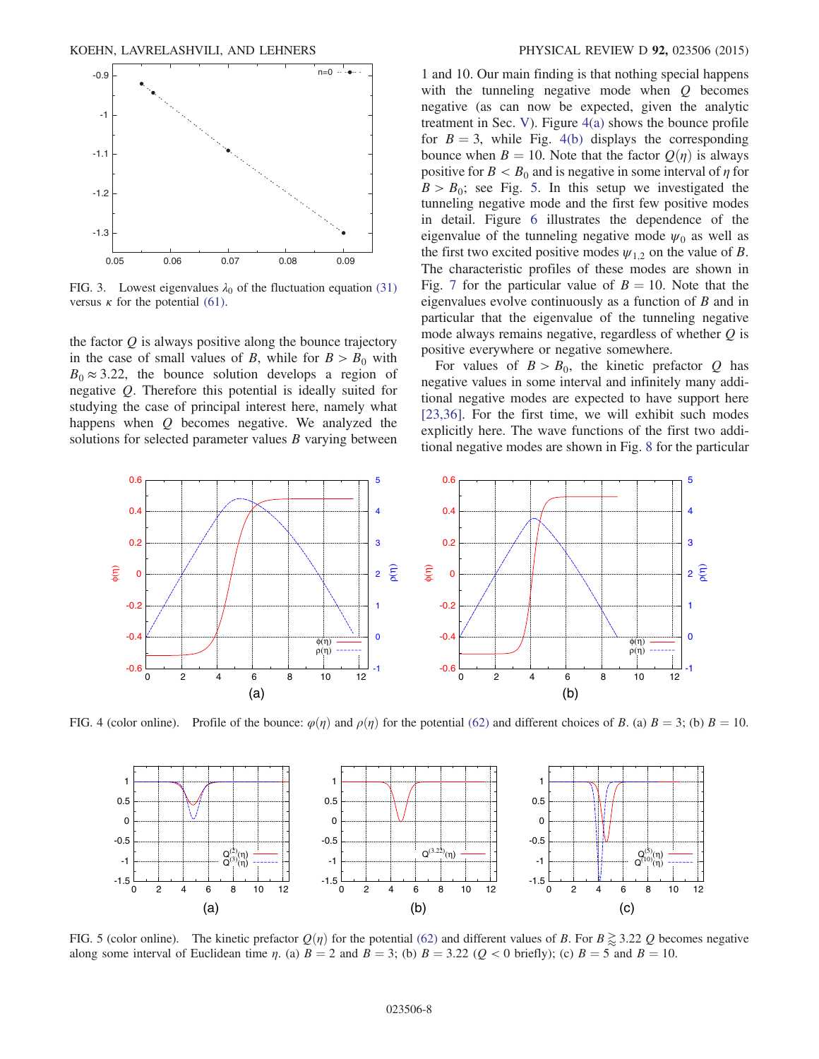FIG. 3. Lowest eigenvalues $\lambda_0$ of the fluctuation equation (31) versus $\kappa$ for the potential (61).

the factor $Q$ is always positive along the bounce trajectory in the case of small values of $B$, while for $B > B_0$ with $B_0 \approx 3.22$, the bounce solution develops a region of negative $Q$. Therefore this potential is ideally suited for studying the case of principal interest here, namely what happens when $Q$ becomes negative. We analyzed the solutions for selected parameter values $B$ varying between 1 and 10. Our main finding is that nothing special happens with the tunneling negative mode when $Q$ becomes negative (as can now be expected, given the analytic treatment in Sec. V). Figure 4(a) shows the bounce profile for $B = 3$, while Fig. 4(b) displays the corresponding bounce when $B = 10$. Note that the factor $Q(\eta)$ is always positive for $B < B_0$ and is negative in some interval of $\eta$ for $B > B_0$; see Fig. 5. In this setup we investigated the tunneling negative mode and the first few positive modes in detail. Figure 6 illustrates the dependence of the eigenvalue of the tunneling negative mode $\psi_0$ as well as the first two excited positive modes $\psi_{1,2}$ on the value of $B$. The characteristic profiles of these modes are shown in Fig. 7 for the particular value of $B = 10$. Note that the eigenvalues evolve continuously as a function of $B$ and in particular that the eigenvalue of the tunneling negative mode always remains negative, regardless of whether $Q$ is positive everywhere or negative somewhere.

For values of $B > B_0$, the kinetic prefactor $Q$ has negative values in some interval and infinitely many additional negative modes are expected to have support here [23,36]. For the first time, we will exhibit such modes explicitly here. The wave functions of the first two additional negative modes are shown in Fig. 8 for the particular

FIG. 4 (color online). Profile of the bounce: $\varphi(\eta)$ and $\rho(\eta)$ for the potential (62) and different choices of $B$. (a) $B = 3$; (b) $B = 10$.

FIG. 5 (color online). The kinetic prefactor $Q(\eta)$ for the potential (62) and different values of $B$. For $B \gtrapprox 3.22$ $Q$ becomes negative along some interval of Euclidean time $\eta$. (a) $B = 2$ and $B = 3$; (b) $B = 3.22$ ($Q < 0$ briefly); (c) $B = 5$ and $B = 10$.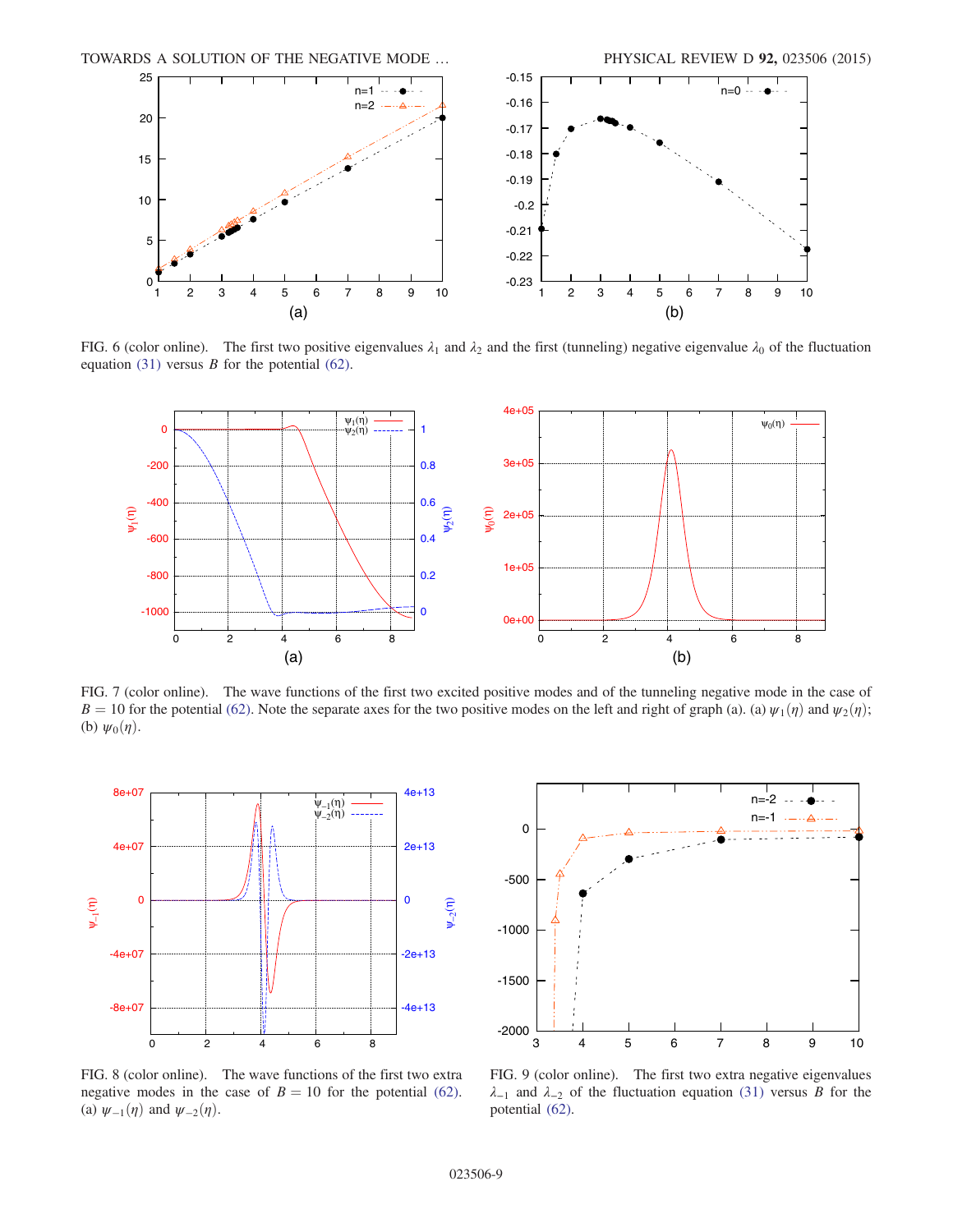FIG. 6 (color online). The first two positive eigenvalues $\lambda_1$ and $\lambda_2$ and the first (tunneling) negative eigenvalue $\lambda_0$ of the fluctuation equation (31) versus $B$ for the potential (62).

FIG. 7 (color online). The wave functions of the first two excited positive modes and of the tunneling negative mode in the case of $B = 10$ for the potential (62). Note the separate axes for the two positive modes on the left and right of graph (a). (a) $\psi_1(\eta)$ and $\psi_2(\eta)$; (b) $\psi_0(\eta)$.

FIG. 8 (color online). The wave functions of the first two extra negative modes in the case of $B = 10$ for the potential (62). (a) $\psi_{-1}(\eta)$ and $\psi_{-2}(\eta)$.

FIG. 9 (color online). The first two extra negative eigenvalues $\lambda_{-1}$ and $\lambda_{-2}$ of the fluctuation equation (31) versus $B$ for the potential (62).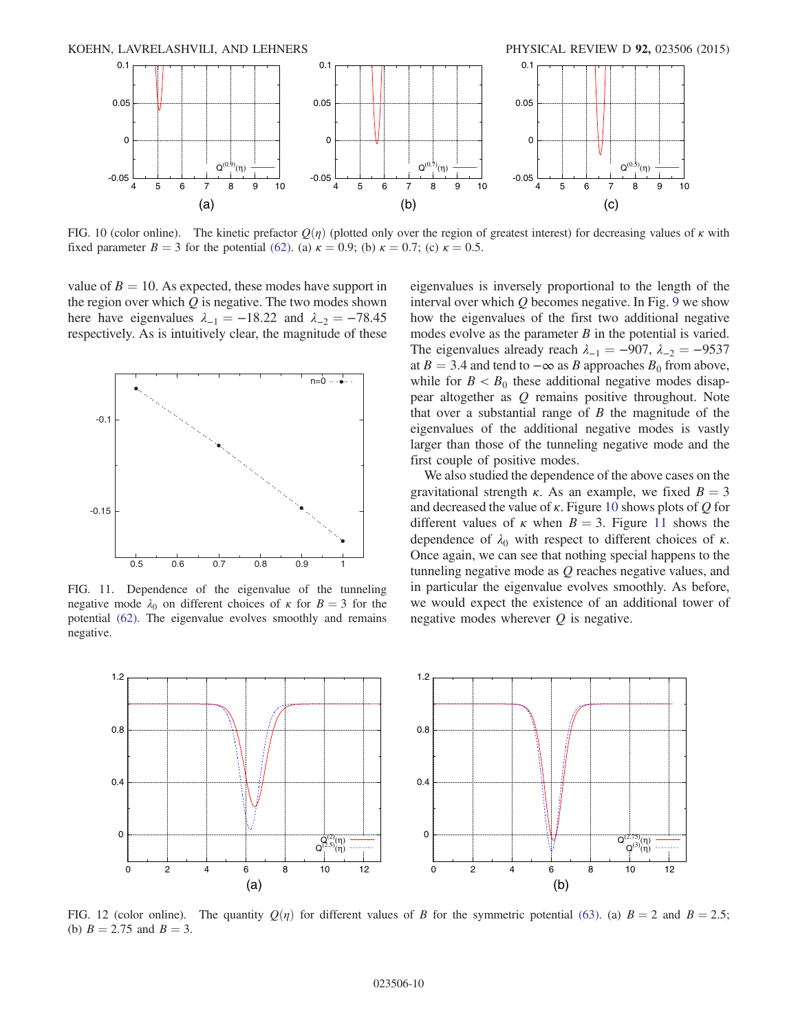FIG. 10 (color online). The kinetic prefactor $Q(\eta)$ (plotted only over the region of greatest interest) for decreasing values of $\kappa$ with fixed parameter $B = 3$ for the potential (62). (a) $\kappa = 0.9$; (b) $\kappa = 0.7$; (c) $\kappa = 0.5$.

value of $B = 10$. As expected, these modes have support in the region over which $Q$ is negative. The two modes shown here have eigenvalues $\lambda_{-1} = -18.22$ and $\lambda_{-2} = -78.45$ respectively. As is intuitively clear, the magnitude of these eigenvalues is inversely proportional to the length of the interval over which $Q$ becomes negative. In Fig. 9 we show how the eigenvalues of the first two additional negative modes evolve as the parameter $B$ in the potential is varied. The eigenvalues already reach $\lambda_{-1} = -907$, $\lambda_{-2} = -9537$ at $B = 3.4$ and tend to $-\infty$ as $B$ approaches $B_0$ from above, while for $B < B_0$ these additional negative modes disappear altogether as $Q$ remains positive throughout. Note that over a substantial range of $B$ the magnitude of the eigenvalues of the additional negative modes is vastly larger than those of the tunneling negative mode and the first couple of positive modes.

FIG. 11. Dependence of the eigenvalue of the tunneling negative mode $\lambda_0$ on different choices of $\kappa$ for $B = 3$ for the potential (62). The eigenvalue evolves smoothly and remains negative.

We also studied the dependence of the above cases on the gravitational strength $\kappa$. As an example, we fixed $B = 3$ and decreased the value of $\kappa$. Figure 10 shows plots of $Q$ for different values of $\kappa$ when $B = 3$. Figure 11 shows the dependence of $\lambda_0$ with respect to different choices of $\kappa$. Once again, we can see that nothing special happens to the tunneling negative mode as $Q$ reaches negative values, and in particular the eigenvalue evolves smoothly. As before, we would expect the existence of an additional tower of negative modes wherever $Q$ is negative.

FIG. 12 (color online). The quantity $Q(\eta)$ for different values of $B$ for the symmetric potential (63). (a) $B = 2$ and $B = 2.5$; (b) $B = 2.75$ and $B = 3$.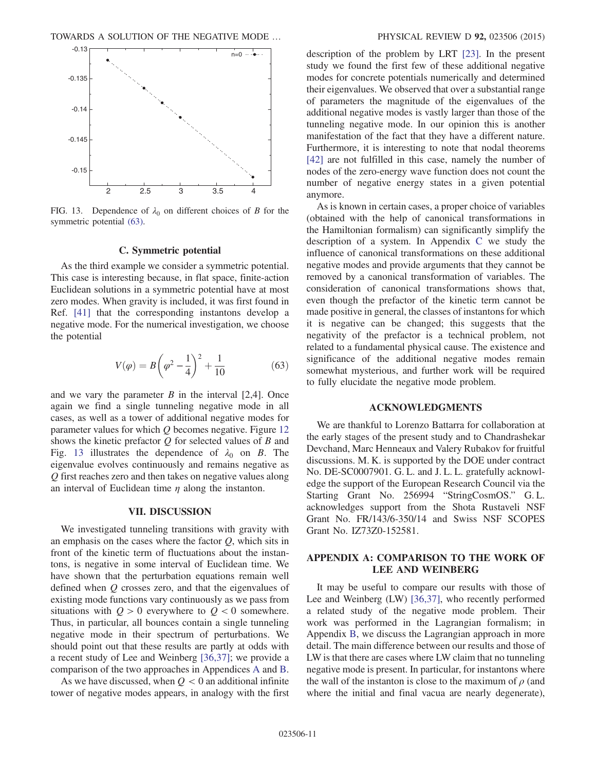-0.13
-0.135
-0.14
-0.145
-0.15
2
2.5
3
3.5
4
n=0

FIG. 13. Dependence of $\lambda_0$ on different choices of $B$ for the symmetric potential (63).

### C. Symmetric potential

As the third example we consider a symmetric potential. This case is interesting because, in flat space, finite-action Euclidean solutions in a symmetric potential have at most zero modes. When gravity is included, it was first found in Ref. [41] that the corresponding instantons develop a negative mode. For the numerical investigation, we choose the potential

$$V(\varphi) = B\left(\varphi^2 - \frac{1}{4}\right)^2 + \frac{1}{10} \tag{63}$$

and we vary the parameter $B$ in the interval [2,4]. Once again we find a single tunneling negative mode in all cases, as well as a tower of additional negative modes for parameter values for which $Q$ becomes negative. Figure 12 shows the kinetic prefactor $Q$ for selected values of $B$ and Fig. 13 illustrates the dependence of $\lambda_0$ on $B$. The eigenvalue evolves continuously and remains negative as $Q$ first reaches zero and then takes on negative values along an interval of Euclidean time $\eta$ along the instanton.

## VII. DISCUSSION

We investigated tunneling transitions with gravity with an emphasis on the cases where the factor $Q$, which sits in front of the kinetic term of fluctuations about the instantons, is negative in some interval of Euclidean time. We have shown that the perturbation equations remain well defined when $Q$ crosses zero, and that the eigenvalues of existing mode functions vary continuously as we pass from situations with $Q > 0$ everywhere to $Q < 0$ somewhere. Thus, in particular, all bounces contain a single tunneling negative mode in their spectrum of perturbations. We should point out that these results are partly at odds with a recent study of Lee and Weinberg [36,37]; we provide a comparison of the two approaches in Appendices A and B.

As we have discussed, when $Q < 0$ an additional infinite tower of negative modes appears, in analogy with the first description of the problem by LRT [23]. In the present study we found the first few of these additional negative modes for concrete potentials numerically and determined their eigenvalues. We observed that over a substantial range of parameters the magnitude of the eigenvalues of the additional negative modes is vastly larger than those of the tunneling negative mode. In our opinion this is another manifestation of the fact that they have a different nature. Furthermore, it is interesting to note that nodal theorems [42] are not fulfilled in this case, namely the number of nodes of the zero-energy wave function does not count the number of negative energy states in a given potential anymore.

As is known in certain cases, a proper choice of variables (obtained with the help of canonical transformations in the Hamiltonian formalism) can significantly simplify the description of a system. In Appendix C we study the influence of canonical transformations on these additional negative modes and provide arguments that they cannot be removed by a canonical transformation of variables. The consideration of canonical transformations shows that, even though the prefactor of the kinetic term cannot be made positive in general, the classes of instantons for which it is negative can be changed; this suggests that the negativity of the prefactor is a technical problem, not related to a fundamental physical cause. The existence and significance of the additional negative modes remain somewhat mysterious, and further work will be required to fully elucidate the negative mode problem.

## ACKNOWLEDGMENTS

We are thankful to Lorenzo Battarra for collaboration at the early stages of the present study and to Chandrashekar Devchand, Marc Henneaux and Valery Rubakov for fruitful discussions. M. K. is supported by the DOE under contract No. DE-SC0007901. G. L. and J. L. L. gratefully acknowledge the support of the European Research Council via the Starting Grant No. 256994 "StringCosmOS." G. L. acknowledges support from the Shota Rustaveli NSF Grant No. FR/143/6-350/14 and Swiss NSF SCOPES Grant No. IZ73Z0-152581.

## APPENDIX A: COMPARISON TO THE WORK OF LEE AND WEINBERG

It may be useful to compare our results with those of Lee and Weinberg (LW) [36,37], who recently performed a related study of the negative mode problem. Their work was performed in the Lagrangian formalism; in Appendix B, we discuss the Lagrangian approach in more detail. The main difference between our results and those of LW is that there are cases where LW claim that no tunneling negative mode is present. In particular, for instantons where the wall of the instanton is close to the maximum of $\rho$ (and where the initial and final vacua are nearly degenerate),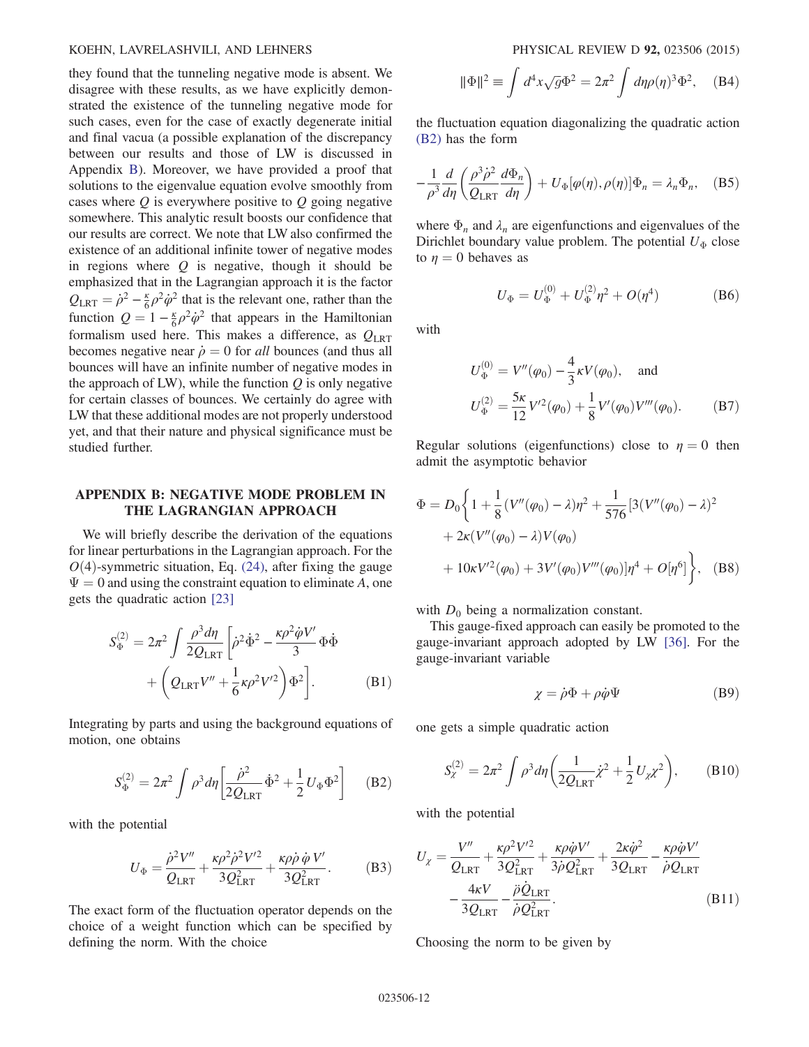they found that the tunneling negative mode is absent. We disagree with these results, as we have explicitly demonstrated the existence of the tunneling negative mode for such cases, even for the case of exactly degenerate initial and final vacua (a possible explanation of the discrepancy between our results and those of LW is discussed in Appendix B). Moreover, we have provided a proof that solutions to the eigenvalue equation evolve smoothly from cases where $Q$ is everywhere positive to $Q$ going negative somewhere. This analytic result boosts our confidence that our results are correct. We note that LW also confirmed the existence of an additional infinite tower of negative modes in regions where $Q$ is negative, though it should be emphasized that in the Lagrangian approach it is the factor $Q_{\rm LRT} = \dot{\rho}^2 - \frac{\kappa}{6}\rho^2\dot{\varphi}^2$ that is the relevant one, rather than the function $Q = 1 - \frac{\kappa}{6}\rho^2\dot{\varphi}^2$ that appears in the Hamiltonian formalism used here. This makes a difference, as $Q_{\rm LRT}$ becomes negative near $\dot{\rho} = 0$ for *all* bounces (and thus all bounces will have an infinite number of negative modes in the approach of LW), while the function $Q$ is only negative for certain classes of bounces. We certainly do agree with LW that these additional modes are not properly understood yet, and that their nature and physical significance must be studied further.

## APPENDIX B: NEGATIVE MODE PROBLEM IN THE LAGRANGIAN APPROACH

We will briefly describe the derivation of the equations for linear perturbations in the Lagrangian approach. For the $O(4)$-symmetric situation, Eq. (24), after fixing the gauge $\Psi = 0$ and using the constraint equation to eliminate $A$, one gets the quadratic action [23]

$$S_\Phi^{(2)} = 2\pi^2 \int \frac{\rho^3 d\eta}{2Q_{\rm LRT}}\left[\dot{\rho}^2\dot{\Phi}^2 - \frac{\kappa\rho^2\dot{\varphi}V'}{3}\Phi\dot{\Phi} + \left(Q_{\rm LRT}V'' + \frac{1}{6}\kappa\rho^2V'^2\right)\Phi^2\right]. \quad \text{(B1)}$$

Integrating by parts and using the background equations of motion, one obtains

$$S_\Phi^{(2)} = 2\pi^2 \int \rho^3 d\eta \left[\frac{\dot{\rho}^2}{2Q_{\rm LRT}}\dot{\Phi}^2 + \frac{1}{2}U_\Phi\Phi^2\right] \quad \text{(B2)}$$

with the potential

$$U_\Phi = \frac{\dot{\rho}^2V''}{Q_{\rm LRT}} + \frac{\kappa\rho^2\dot{\rho}^2V'^2}{3Q_{\rm LRT}^2} + \frac{\kappa\rho\dot{\rho}\,\dot{\varphi}\,V'}{3Q_{\rm LRT}^2}. \quad \text{(B3)}$$

The exact form of the fluctuation operator depends on the choice of a weight function which can be specified by defining the norm. With the choice

$$\|\Phi\|^2 \equiv \int d^4x\sqrt{g}\Phi^2 = 2\pi^2 \int d\eta\rho(\eta)^3\Phi^2, \quad \text{(B4)}$$

the fluctuation equation diagonalizing the quadratic action (B2) has the form

$$-\frac{1}{\rho^3}\frac{d}{d\eta}\left(\frac{\rho^3\dot{\rho}^2}{Q_{\rm LRT}}\frac{d\Phi_n}{d\eta}\right) + U_\Phi[\varphi(\eta),\rho(\eta)]\Phi_n = \lambda_n\Phi_n, \quad \text{(B5)}$$

where $\Phi_n$ and $\lambda_n$ are eigenfunctions and eigenvalues of the Dirichlet boundary value problem. The potential $U_\Phi$ close to $\eta = 0$ behaves as

$$U_\Phi = U_\Phi^{(0)} + U_\Phi^{(2)}\eta^2 + O(\eta^4) \quad \text{(B6)}$$

with

$$U_\Phi^{(0)} = V''(\varphi_0) - \frac{4}{3}\kappa V(\varphi_0), \quad \text{and}$$
$$U_\Phi^{(2)} = \frac{5\kappa}{12}V'^2(\varphi_0) + \frac{1}{8}V'(\varphi_0)V'''(\varphi_0). \quad \text{(B7)}$$

Regular solutions (eigenfunctions) close to $\eta = 0$ then admit the asymptotic behavior

$$\Phi = D_0\left\{1 + \frac{1}{8}(V''(\varphi_0) - \lambda)\eta^2 + \frac{1}{576}[3(V''(\varphi_0) - \lambda)^2 + 2\kappa(V''(\varphi_0) - \lambda)V(\varphi_0) + 10\kappa V'^2(\varphi_0) + 3V'(\varphi_0)V'''(\varphi_0)]\eta^4 + O[\eta^6]\right\}, \quad \text{(B8)}$$

with $D_0$ being a normalization constant.

This gauge-fixed approach can easily be promoted to the gauge-invariant approach adopted by LW [36]. For the gauge-invariant variable

$$\chi = \dot{\rho}\Phi + \rho\dot{\varphi}\Psi \quad \text{(B9)}$$

one gets a simple quadratic action

$$S_\chi^{(2)} = 2\pi^2 \int \rho^3 d\eta \left(\frac{1}{2Q_{\rm LRT}}\dot{\chi}^2 + \frac{1}{2}U_\chi\chi^2\right), \quad \text{(B10)}$$

with the potential

$$U_\chi = \frac{V''}{Q_{\rm LRT}} + \frac{\kappa\rho^2V'^2}{3Q_{\rm LRT}^2} + \frac{\kappa\rho\dot{\varphi}V'}{3\dot{\rho}Q_{\rm LRT}^2} + \frac{2\kappa\dot{\varphi}^2}{3Q_{\rm LRT}} - \frac{\kappa\rho\dot{\varphi}V'}{\dot{\rho}Q_{\rm LRT}} - \frac{4\kappa V}{3Q_{\rm LRT}} - \frac{\ddot{\rho}\dot{Q}_{\rm LRT}}{\dot{\rho}Q_{\rm LRT}^2}. \quad \text{(B11)}$$

Choosing the norm to be given by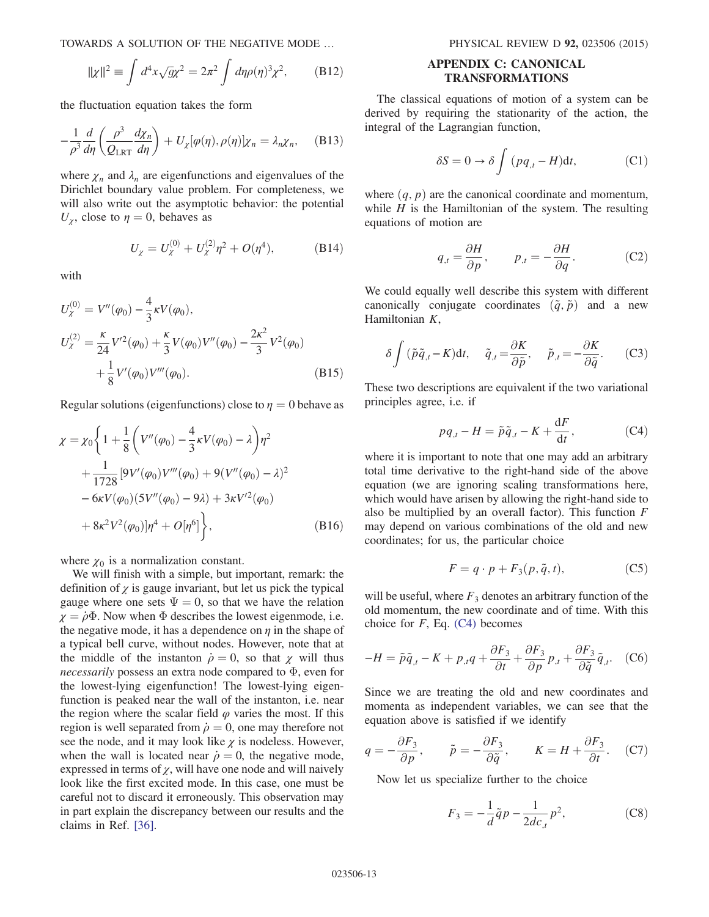$$\|\chi\|^2 \equiv \int d^4x\sqrt{g}\chi^2 = 2\pi^2 \int d\eta \rho(\eta)^3 \chi^2, \tag{B12}$$

the fluctuation equation takes the form

$$-\frac{1}{\rho^3}\frac{d}{d\eta}\left(\frac{\rho^3}{Q_{\rm LRT}}\frac{d\chi_n}{d\eta}\right) + U_\chi[\varphi(\eta), \rho(\eta)]\chi_n = \lambda_n \chi_n, \tag{B13}$$

where $\chi_n$ and $\lambda_n$ are eigenfunctions and eigenvalues of the Dirichlet boundary value problem. For completeness, we will also write out the asymptotic behavior: the potential $U_\chi$, close to $\eta = 0$, behaves as

$$U_\chi = U_\chi^{(0)} + U_\chi^{(2)}\eta^2 + O(\eta^4), \tag{B14}$$

with

$$\begin{aligned} U_\chi^{(0)} &= V''(\varphi_0) - \frac{4}{3}\kappa V(\varphi_0), \\ U_\chi^{(2)} &= \frac{\kappa}{24}V'^2(\varphi_0) + \frac{\kappa}{3}V(\varphi_0)V''(\varphi_0) - \frac{2\kappa^2}{3}V^2(\varphi_0) \\ &\quad + \frac{1}{8}V'(\varphi_0)V'''(\varphi_0). \end{aligned} \tag{B15}$$

Regular solutions (eigenfunctions) close to $\eta = 0$ behave as

$$\begin{aligned} \chi = \chi_0 \bigg\{ & 1 + \frac{1}{8}\left(V''(\varphi_0) - \frac{4}{3}\kappa V(\varphi_0) - \lambda\right)\eta^2 \\ & + \frac{1}{1728}[9V'(\varphi_0)V'''(\varphi_0) + 9(V''(\varphi_0) - \lambda)^2 \\ & - 6\kappa V(\varphi_0)(5V''(\varphi_0) - 9\lambda) + 3\kappa V'^2(\varphi_0) \\ & + 8\kappa^2 V^2(\varphi_0)]\eta^4 + O[\eta^6] \bigg\}, \end{aligned} \tag{B16}$$

where $\chi_0$ is a normalization constant.

We will finish with a simple, but important, remark: the definition of $\chi$ is gauge invariant, but let us pick the typical gauge where one sets $\Psi = 0$, so that we have the relation $\chi = \dot{\rho}\Phi$. Now when $\Phi$ describes the lowest eigenmode, i.e. the negative mode, it has a dependence on $\eta$ in the shape of a typical bell curve, without nodes. However, note that at the middle of the instanton $\dot{\rho} = 0$, so that $\chi$ will thus *necessarily* possess an extra node compared to $\Phi$, even for the lowest-lying eigenfunction! The lowest-lying eigenfunction is peaked near the wall of the instanton, i.e. near the region where the scalar field $\varphi$ varies the most. If this region is well separated from $\dot{\rho} = 0$, one may therefore not see the node, and it may look like $\chi$ is nodeless. However, when the wall is located near $\dot{\rho} = 0$, the negative mode, expressed in terms of $\chi$, will have one node and will naively look like the first excited mode. In this case, one must be careful not to discard it erroneously. This observation may in part explain the discrepancy between our results and the claims in Ref. [36].

## APPENDIX C: CANONICAL TRANSFORMATIONS

The classical equations of motion of a system can be derived by requiring the stationarity of the action, the integral of the Lagrangian function,

$$\delta S = 0 \to \delta \int (pq_{,t} - H)\mathrm{d}t, \tag{C1}$$

where $(q, p)$ are the canonical coordinate and momentum, while $H$ is the Hamiltonian of the system. The resulting equations of motion are

$$q_{,t} = \frac{\partial H}{\partial p}, \qquad p_{,t} = -\frac{\partial H}{\partial q}. \tag{C2}$$

We could equally well describe this system with different canonically conjugate coordinates $(\tilde{q}, \tilde{p})$ and a new Hamiltonian $K$,

$$\delta \int (\tilde{p}\tilde{q}_{,t} - K)\mathrm{d}t, \quad \tilde{q}_{,t} = \frac{\partial K}{\partial \tilde{p}}, \quad \tilde{p}_{,t} = -\frac{\partial K}{\partial \tilde{q}}. \tag{C3}$$

These two descriptions are equivalent if the two variational principles agree, i.e. if

$$pq_{,t} - H = \tilde{p}\tilde{q}_{,t} - K + \frac{\mathrm{d}F}{\mathrm{d}t}, \tag{C4}$$

where it is important to note that one may add an arbitrary total time derivative to the right-hand side of the above equation (we are ignoring scaling transformations here, which would have arisen by allowing the right-hand side to also be multiplied by an overall factor). This function $F$ may depend on various combinations of the old and new coordinates; for us, the particular choice

$$F = q \cdot p + F_3(p, \tilde{q}, t), \tag{C5}$$

will be useful, where $F_3$ denotes an arbitrary function of the old momentum, the new coordinate and of time. With this choice for $F$, Eq. (C4) becomes

$$-H = \tilde{p}\tilde{q}_{,t} - K + p_{,t}q + \frac{\partial F_3}{\partial t} + \frac{\partial F_3}{\partial p}p_{,t} + \frac{\partial F_3}{\partial \tilde{q}}\tilde{q}_{,t}. \tag{C6}$$

Since we are treating the old and new coordinates and momenta as independent variables, we can see that the equation above is satisfied if we identify

$$q = -\frac{\partial F_3}{\partial p}, \qquad \tilde{p} = -\frac{\partial F_3}{\partial \tilde{q}}, \qquad K = H + \frac{\partial F_3}{\partial t}. \tag{C7}$$

Now let us specialize further to the choice

$$F_3 = -\frac{1}{d}\tilde{q}p - \frac{1}{2dc_{,t}}p^2, \tag{C8}$$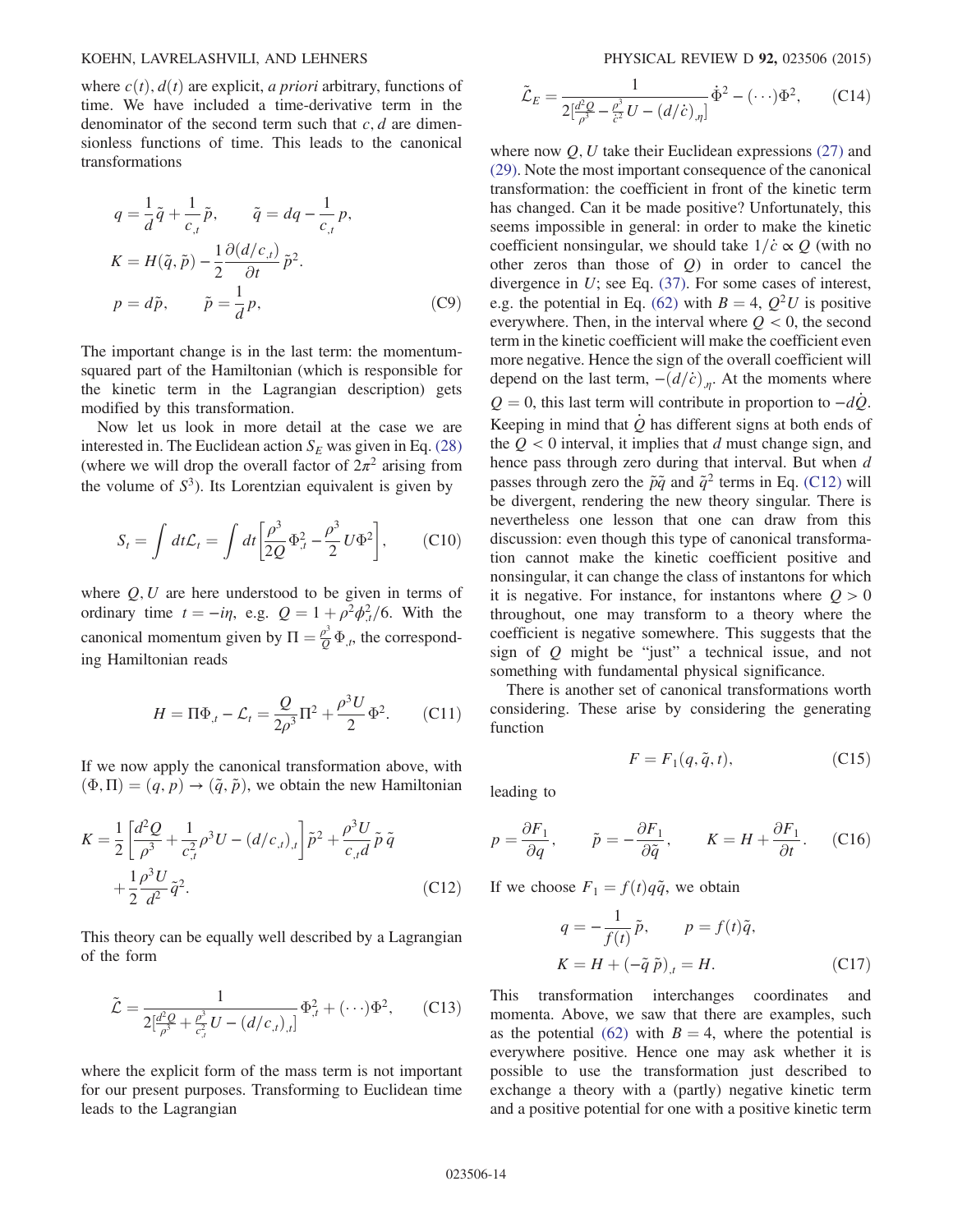where $c(t), d(t)$ are explicit, *a priori* arbitrary, functions of time. We have included a time-derivative term in the denominator of the second term such that $c, d$ are dimensionless functions of time. This leads to the canonical transformations

$$
\begin{aligned}
q &= \frac{1}{d}\tilde{q} + \frac{1}{c_{,t}}\tilde{p}, \qquad \tilde{q} = dq - \frac{1}{c_{,t}}p, \\
K &= H(\tilde{q},\tilde{p}) - \frac{1}{2}\frac{\partial(d/c_{,t})}{\partial t}\tilde{p}^2. \\
p &= d\tilde{p}, \qquad \tilde{p} = \frac{1}{d}p,
\end{aligned}
\tag{C9}
$$

The important change is in the last term: the momentum-squared part of the Hamiltonian (which is responsible for the kinetic term in the Lagrangian description) gets modified by this transformation.

Now let us look in more detail at the case we are interested in. The Euclidean action $S_E$ was given in Eq. (28) (where we will drop the overall factor of $2\pi^2$ arising from the volume of $S^3$). Its Lorentzian equivalent is given by

$$
S_t = \int dt \mathcal{L}_t = \int dt \left[\frac{\rho^3}{2Q}\Phi_{,t}^2 - \frac{\rho^3}{2}U\Phi^2\right], \tag{C10}
$$

where $Q, U$ are here understood to be given in terms of ordinary time $t = -i\eta$, e.g. $Q = 1 + \rho^2\phi_{,t}^2/6$. With the canonical momentum given by $\Pi = \frac{\rho^3}{Q}\Phi_{,t}$, the corresponding Hamiltonian reads

$$
H = \Pi\Phi_{,t} - \mathcal{L}_t = \frac{Q}{2\rho^3}\Pi^2 + \frac{\rho^3 U}{2}\Phi^2. \tag{C11}
$$

If we now apply the canonical transformation above, with $(\Phi, \Pi) = (q, p) \to (\tilde{q}, \tilde{p})$, we obtain the new Hamiltonian

$$
K = \frac{1}{2}\left[\frac{d^2 Q}{\rho^3} + \frac{1}{c_{,t}^2}\rho^3 U - (d/c_{,t})_{,t}\right]\tilde{p}^2 + \frac{\rho^3 U}{c_{,t}d}\tilde{p}\tilde{q} + \frac{1}{2}\frac{\rho^3 U}{d^2}\tilde{q}^2. \tag{C12}
$$

This theory can be equally well described by a Lagrangian of the form

$$
\tilde{\mathcal{L}} = \frac{1}{2[\frac{d^2 Q}{\rho^3} + \frac{\rho^3}{c_{,t}^2}U - (d/c_{,t})_{,t}]}\Phi_{,t}^2 + (\cdots)\Phi^2, \tag{C13}
$$

where the explicit form of the mass term is not important for our present purposes. Transforming to Euclidean time leads to the Lagrangian

$$
\tilde{\mathcal{L}}_E = \frac{1}{2[\frac{d^2 Q}{\rho^3} - \frac{\rho^3}{\dot{c}^2}U - (d/\dot{c})_{,\eta}]}\dot{\Phi}^2 - (\cdots)\Phi^2, \tag{C14}
$$

where now $Q, U$ take their Euclidean expressions (27) and (29). Note the most important consequence of the canonical transformation: the coefficient in front of the kinetic term has changed. Can it be made positive? Unfortunately, this seems impossible in general: in order to make the kinetic coefficient nonsingular, we should take $1/\dot{c} \propto Q$ (with no other zeros than those of $Q$) in order to cancel the divergence in $U$; see Eq. (37). For some cases of interest, e.g. the potential in Eq. (62) with $B = 4$, $Q^2 U$ is positive everywhere. Then, in the interval where $Q < 0$, the second term in the kinetic coefficient will make the coefficient even more negative. Hence the sign of the overall coefficient will depend on the last term, $-(d/\dot{c})_{,\eta}$. At the moments where $Q = 0$, this last term will contribute in proportion to $-d\dot{Q}$. Keeping in mind that $\dot{Q}$ has different signs at both ends of the $Q < 0$ interval, it implies that $d$ must change sign, and hence pass through zero during that interval. But when $d$ passes through zero the $\tilde{p}\tilde{q}$ and $\tilde{q}^2$ terms in Eq. (C12) will be divergent, rendering the new theory singular. There is nevertheless one lesson that one can draw from this discussion: even though this type of canonical transformation cannot make the kinetic coefficient positive and nonsingular, it can change the class of instantons for which it is negative. For instance, for instantons where $Q > 0$ throughout, one may transform to a theory where the coefficient is negative somewhere. This suggests that the sign of $Q$ might be "just" a technical issue, and not something with fundamental physical significance.

There is another set of canonical transformations worth considering. These arise by considering the generating function

$$
F = F_1(q, \tilde{q}, t), \tag{C15}
$$

leading to

$$
p = \frac{\partial F_1}{\partial q}, \qquad \tilde{p} = -\frac{\partial F_1}{\partial \tilde{q}}, \qquad K = H + \frac{\partial F_1}{\partial t}. \tag{C16}
$$

If we choose $F_1 = f(t)q\tilde{q}$, we obtain

$$
\begin{aligned}
q &= -\frac{1}{f(t)}\tilde{p}, \qquad p = f(t)\tilde{q}, \\
K &= H + (-\tilde{q}\,\tilde{p})_{,t} = H.
\end{aligned}
\tag{C17}
$$

This transformation interchanges coordinates and momenta. Above, we saw that there are examples, such as the potential (62) with $B = 4$, where the potential is everywhere positive. Hence one may ask whether it is possible to use the transformation just described to exchange a theory with a (partly) negative kinetic term and a positive potential for one with a positive kinetic term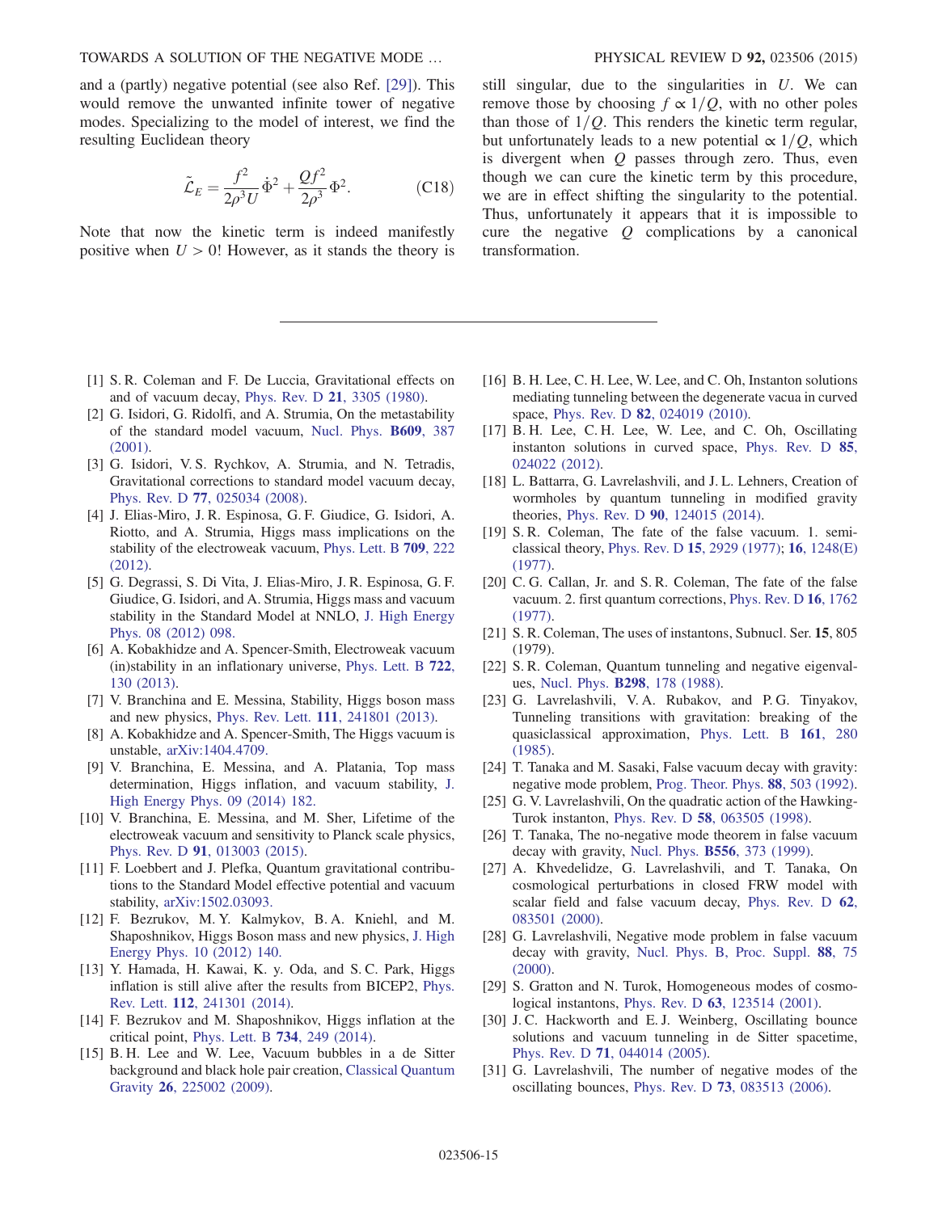and a (partly) negative potential (see also Ref. [29]). This would remove the unwanted infinite tower of negative modes. Specializing to the model of interest, we find the resulting Euclidean theory

$$\tilde{\mathcal{L}}_E = \frac{f^2}{2\rho^3 U}\dot{\Phi}^2 + \frac{Qf^2}{2\rho^3}\Phi^2. \tag{C18}$$

Note that now the kinetic term is indeed manifestly positive when $U > 0$! However, as it stands the theory is still singular, due to the singularities in $U$. We can remove those by choosing $f \propto 1/Q$, with no other poles than those of $1/Q$. This renders the kinetic term regular, but unfortunately leads to a new potential $\propto 1/Q$, which is divergent when $Q$ passes through zero. Thus, even though we can cure the kinetic term by this procedure, we are in effect shifting the singularity to the potential. Thus, unfortunately it appears that it is impossible to cure the negative $Q$ complications by a canonical transformation.

---

[1] S. R. Coleman and F. De Luccia, Gravitational effects on and of vacuum decay, Phys. Rev. D **21**, 3305 (1980).

[2] G. Isidori, G. Ridolfi, and A. Strumia, On the metastability of the standard model vacuum, Nucl. Phys. **B609**, 387 (2001).

[3] G. Isidori, V. S. Rychkov, A. Strumia, and N. Tetradis, Gravitational corrections to standard model vacuum decay, Phys. Rev. D **77**, 025034 (2008).

[4] J. Elias-Miro, J. R. Espinosa, G. F. Giudice, G. Isidori, A. Riotto, and A. Strumia, Higgs mass implications on the stability of the electroweak vacuum, Phys. Lett. B **709**, 222 (2012).

[5] G. Degrassi, S. Di Vita, J. Elias-Miro, J. R. Espinosa, G. F. Giudice, G. Isidori, and A. Strumia, Higgs mass and vacuum stability in the Standard Model at NNLO, J. High Energy Phys. 08 (2012) 098.

[6] A. Kobakhidze and A. Spencer-Smith, Electroweak vacuum (in)stability in an inflationary universe, Phys. Lett. B **722**, 130 (2013).

[7] V. Branchina and E. Messina, Stability, Higgs boson mass and new physics, Phys. Rev. Lett. **111**, 241801 (2013).

[8] A. Kobakhidze and A. Spencer-Smith, The Higgs vacuum is unstable, arXiv:1404.4709.

[9] V. Branchina, E. Messina, and A. Platania, Top mass determination, Higgs inflation, and vacuum stability, J. High Energy Phys. 09 (2014) 182.

[10] V. Branchina, E. Messina, and M. Sher, Lifetime of the electroweak vacuum and sensitivity to Planck scale physics, Phys. Rev. D **91**, 013003 (2015).

[11] F. Loebbert and J. Plefka, Quantum gravitational contributions to the Standard Model effective potential and vacuum stability, arXiv:1502.03093.

[12] F. Bezrukov, M. Y. Kalmykov, B. A. Kniehl, and M. Shaposhnikov, Higgs Boson mass and new physics, J. High Energy Phys. 10 (2012) 140.

[13] Y. Hamada, H. Kawai, K. y. Oda, and S. C. Park, Higgs inflation is still alive after the results from BICEP2, Phys. Rev. Lett. **112**, 241301 (2014).

[14] F. Bezrukov and M. Shaposhnikov, Higgs inflation at the critical point, Phys. Lett. B **734**, 249 (2014).

[15] B. H. Lee and W. Lee, Vacuum bubbles in a de Sitter background and black hole pair creation, Classical Quantum Gravity **26**, 225002 (2009).

[16] B. H. Lee, C. H. Lee, W. Lee, and C. Oh, Instanton solutions mediating tunneling between the degenerate vacua in curved space, Phys. Rev. D **82**, 024019 (2010).

[17] B. H. Lee, C. H. Lee, W. Lee, and C. Oh, Oscillating instanton solutions in curved space, Phys. Rev. D **85**, 024022 (2012).

[18] L. Battarra, G. Lavrelashvili, and J. L. Lehners, Creation of wormholes by quantum tunneling in modified gravity theories, Phys. Rev. D **90**, 124015 (2014).

[19] S. R. Coleman, The fate of the false vacuum. 1. semiclassical theory, Phys. Rev. D **15**, 2929 (1977); **16**, 1248(E) (1977).

[20] C. G. Callan, Jr. and S. R. Coleman, The fate of the false vacuum. 2. first quantum corrections, Phys. Rev. D **16**, 1762 (1977).

[21] S. R. Coleman, The uses of instantons, Subnucl. Ser. **15**, 805 (1979).

[22] S. R. Coleman, Quantum tunneling and negative eigenvalues, Nucl. Phys. **B298**, 178 (1988).

[23] G. Lavrelashvili, V. A. Rubakov, and P. G. Tinyakov, Tunneling transitions with gravitation: breaking of the quasiclassical approximation, Phys. Lett. B **161**, 280 (1985).

[24] T. Tanaka and M. Sasaki, False vacuum decay with gravity: negative mode problem, Prog. Theor. Phys. **88**, 503 (1992).

[25] G. V. Lavrelashvili, On the quadratic action of the Hawking-Turok instanton, Phys. Rev. D **58**, 063505 (1998).

[26] T. Tanaka, The no-negative mode theorem in false vacuum decay with gravity, Nucl. Phys. **B556**, 373 (1999).

[27] A. Khvedelidze, G. Lavrelashvili, and T. Tanaka, On cosmological perturbations in closed FRW model with scalar field and false vacuum decay, Phys. Rev. D **62**, 083501 (2000).

[28] G. Lavrelashvili, Negative mode problem in false vacuum decay with gravity, Nucl. Phys. B, Proc. Suppl. **88**, 75 (2000).

[29] S. Gratton and N. Turok, Homogeneous modes of cosmological instantons, Phys. Rev. D **63**, 123514 (2001).

[30] J. C. Hackworth and E. J. Weinberg, Oscillating bounce solutions and vacuum tunneling in de Sitter spacetime, Phys. Rev. D **71**, 044014 (2005).

[31] G. Lavrelashvili, The number of negative modes of the oscillating bounces, Phys. Rev. D **73**, 083513 (2006).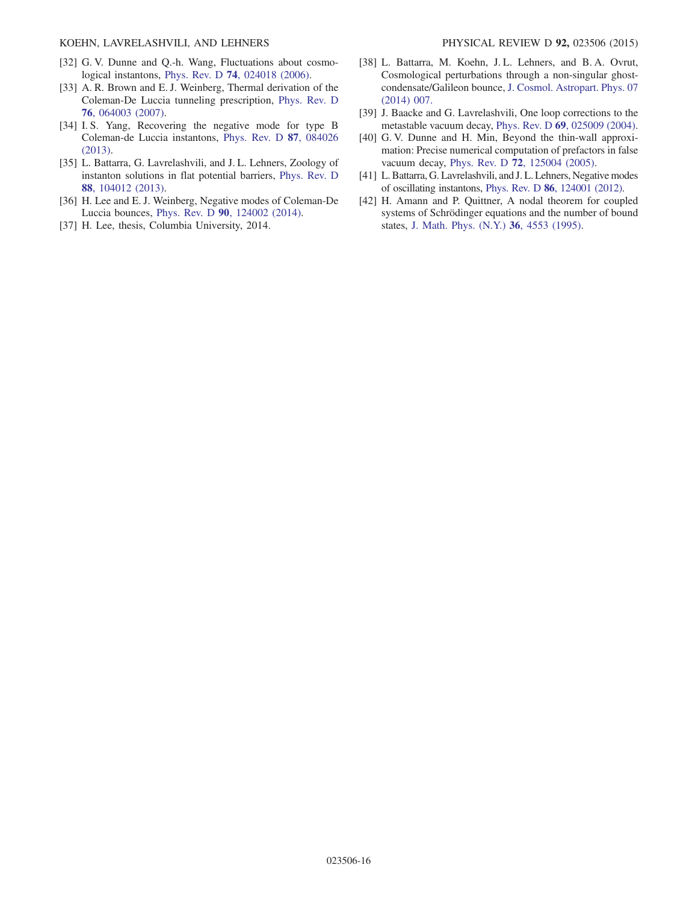[32] G. V. Dunne and Q.-h. Wang, Fluctuations about cosmological instantons, Phys. Rev. D **74**, 024018 (2006).

[33] A. R. Brown and E. J. Weinberg, Thermal derivation of the Coleman-De Luccia tunneling prescription, Phys. Rev. D **76**, 064003 (2007).

[34] I. S. Yang, Recovering the negative mode for type B Coleman-de Luccia instantons, Phys. Rev. D **87**, 084026 (2013).

[35] L. Battarra, G. Lavrelashvili, and J. L. Lehners, Zoology of instanton solutions in flat potential barriers, Phys. Rev. D **88**, 104012 (2013).

[36] H. Lee and E. J. Weinberg, Negative modes of Coleman-De Luccia bounces, Phys. Rev. D **90**, 124002 (2014).

[37] H. Lee, thesis, Columbia University, 2014.

[38] L. Battarra, M. Koehn, J. L. Lehners, and B. A. Ovrut, Cosmological perturbations through a non-singular ghost-condensate/Galileon bounce, J. Cosmol. Astropart. Phys. 07 (2014) 007.

[39] J. Baacke and G. Lavrelashvili, One loop corrections to the metastable vacuum decay, Phys. Rev. D **69**, 025009 (2004).

[40] G. V. Dunne and H. Min, Beyond the thin-wall approximation: Precise numerical computation of prefactors in false vacuum decay, Phys. Rev. D **72**, 125004 (2005).

[41] L. Battarra, G. Lavrelashvili, and J. L. Lehners, Negative modes of oscillating instantons, Phys. Rev. D **86**, 124001 (2012).

[42] H. Amann and P. Quittner, A nodal theorem for coupled systems of Schrödinger equations and the number of bound states, J. Math. Phys. (N.Y.) **36**, 4553 (1995).